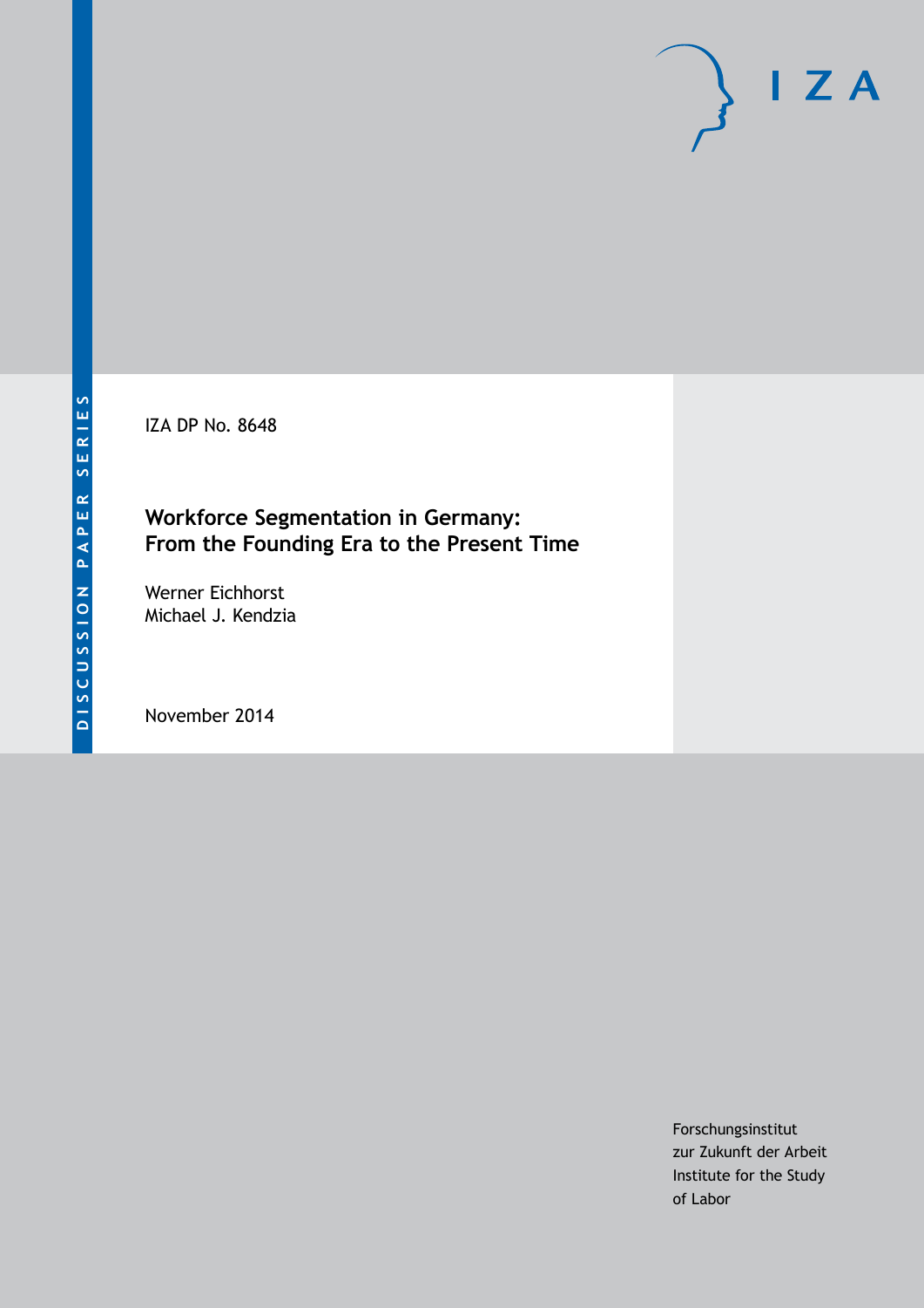DISCUSSION PAPER SERIES

IZA

IZA DP No. 8648

# Workforce Segmentation in Germany: From the Founding Era to the Present Time

Werner Eichhorst
Michael J. Kendzia

November 2014

Forschungsinstitut
zur Zukunft der Arbeit
Institute for the Study
of Labor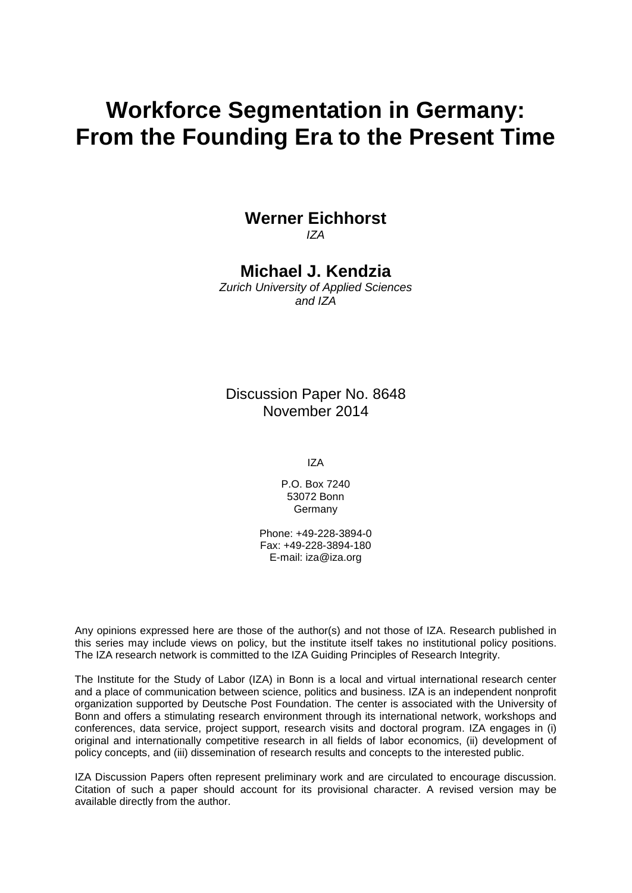# Workforce Segmentation in Germany: From the Founding Era to the Present Time

**Werner Eichhorst**
*IZA*

**Michael J. Kendzia**
*Zurich University of Applied Sciences and IZA*

Discussion Paper No. 8648
November 2014

IZA

P.O. Box 7240
53072 Bonn
Germany

Phone: +49-228-3894-0
Fax: +49-228-3894-180
E-mail: iza@iza.org

Any opinions expressed here are those of the author(s) and not those of IZA. Research published in this series may include views on policy, but the institute itself takes no institutional policy positions. The IZA research network is committed to the IZA Guiding Principles of Research Integrity.

The Institute for the Study of Labor (IZA) in Bonn is a local and virtual international research center and a place of communication between science, politics and business. IZA is an independent nonprofit organization supported by Deutsche Post Foundation. The center is associated with the University of Bonn and offers a stimulating research environment through its international network, workshops and conferences, data service, project support, research visits and doctoral program. IZA engages in (i) original and internationally competitive research in all fields of labor economics, (ii) development of policy concepts, and (iii) dissemination of research results and concepts to the interested public.

IZA Discussion Papers often represent preliminary work and are circulated to encourage discussion. Citation of such a paper should account for its provisional character. A revised version may be available directly from the author.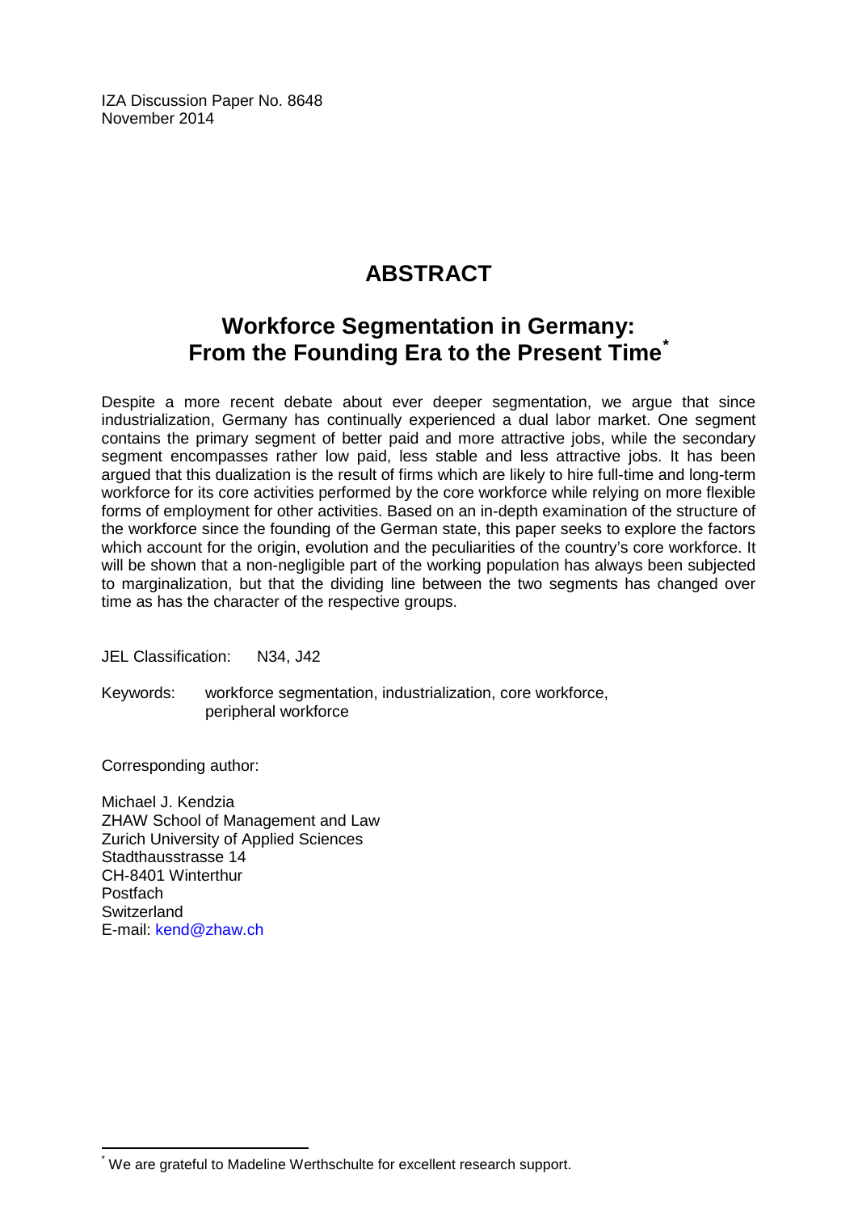IZA Discussion Paper No. 8648
November 2014

# ABSTRACT

## Workforce Segmentation in Germany: From the Founding Era to the Present Time*

Despite a more recent debate about ever deeper segmentation, we argue that since industrialization, Germany has continually experienced a dual labor market. One segment contains the primary segment of better paid and more attractive jobs, while the secondary segment encompasses rather low paid, less stable and less attractive jobs. It has been argued that this dualization is the result of firms which are likely to hire full-time and long-term workforce for its core activities performed by the core workforce while relying on more flexible forms of employment for other activities. Based on an in-depth examination of the structure of the workforce since the founding of the German state, this paper seeks to explore the factors which account for the origin, evolution and the peculiarities of the country's core workforce. It will be shown that a non-negligible part of the working population has always been subjected to marginalization, but that the dividing line between the two segments has changed over time as has the character of the respective groups.

JEL Classification: N34, J42

Keywords: workforce segmentation, industrialization, core workforce, peripheral workforce

Corresponding author:

Michael J. Kendzia
ZHAW School of Management and Law
Zurich University of Applied Sciences
Stadthausstrasse 14
CH-8401 Winterthur
Postfach
Switzerland
E-mail: kend@zhaw.ch

* We are grateful to Madeline Werthschulte for excellent research support.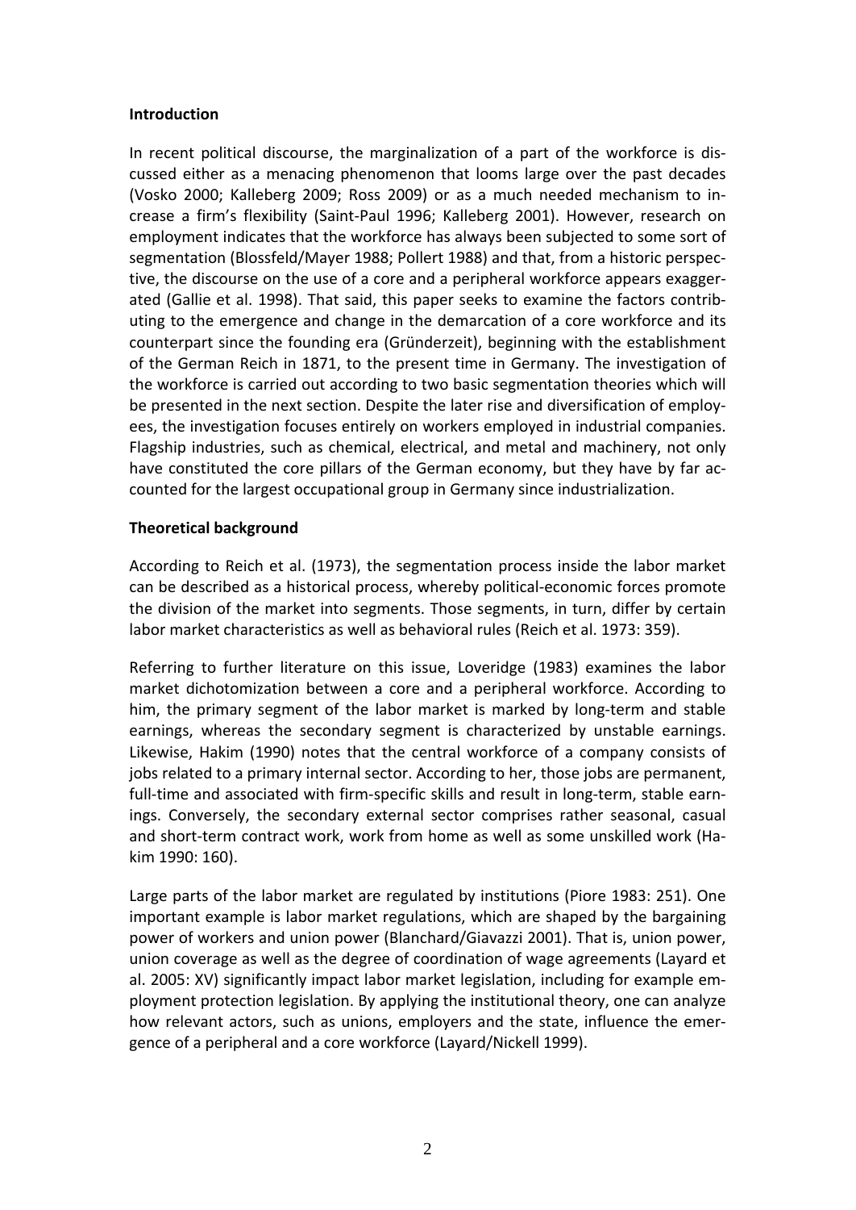## Introduction

In recent political discourse, the marginalization of a part of the workforce is discussed either as a menacing phenomenon that looms large over the past decades (Vosko 2000; Kalleberg 2009; Ross 2009) or as a much needed mechanism to increase a firm's flexibility (Saint-Paul 1996; Kalleberg 2001). However, research on employment indicates that the workforce has always been subjected to some sort of segmentation (Blossfeld/Mayer 1988; Pollert 1988) and that, from a historic perspective, the discourse on the use of a core and a peripheral workforce appears exaggerated (Gallie et al. 1998). That said, this paper seeks to examine the factors contributing to the emergence and change in the demarcation of a core workforce and its counterpart since the founding era (Gründerzeit), beginning with the establishment of the German Reich in 1871, to the present time in Germany. The investigation of the workforce is carried out according to two basic segmentation theories which will be presented in the next section. Despite the later rise and diversification of employees, the investigation focuses entirely on workers employed in industrial companies. Flagship industries, such as chemical, electrical, and metal and machinery, not only have constituted the core pillars of the German economy, but they have by far accounted for the largest occupational group in Germany since industrialization.

## Theoretical background

According to Reich et al. (1973), the segmentation process inside the labor market can be described as a historical process, whereby political-economic forces promote the division of the market into segments. Those segments, in turn, differ by certain labor market characteristics as well as behavioral rules (Reich et al. 1973: 359).

Referring to further literature on this issue, Loveridge (1983) examines the labor market dichotomization between a core and a peripheral workforce. According to him, the primary segment of the labor market is marked by long-term and stable earnings, whereas the secondary segment is characterized by unstable earnings. Likewise, Hakim (1990) notes that the central workforce of a company consists of jobs related to a primary internal sector. According to her, those jobs are permanent, full-time and associated with firm-specific skills and result in long-term, stable earnings. Conversely, the secondary external sector comprises rather seasonal, casual and short-term contract work, work from home as well as some unskilled work (Hakim 1990: 160).

Large parts of the labor market are regulated by institutions (Piore 1983: 251). One important example is labor market regulations, which are shaped by the bargaining power of workers and union power (Blanchard/Giavazzi 2001). That is, union power, union coverage as well as the degree of coordination of wage agreements (Layard et al. 2005: XV) significantly impact labor market legislation, including for example employment protection legislation. By applying the institutional theory, one can analyze how relevant actors, such as unions, employers and the state, influence the emergence of a peripheral and a core workforce (Layard/Nickell 1999).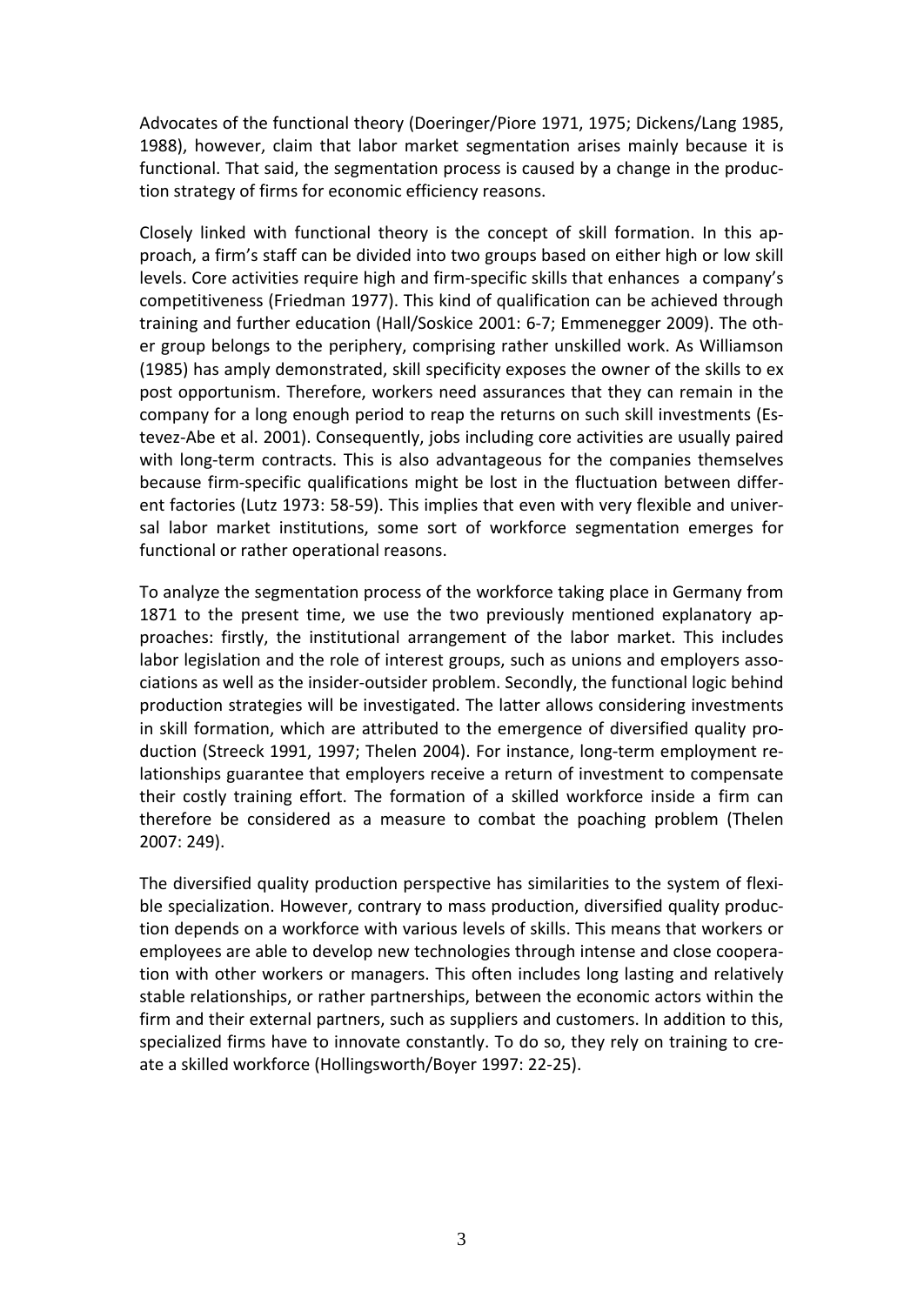Advocates of the functional theory (Doeringer/Piore 1971, 1975; Dickens/Lang 1985, 1988), however, claim that labor market segmentation arises mainly because it is functional. That said, the segmentation process is caused by a change in the production strategy of firms for economic efficiency reasons.

Closely linked with functional theory is the concept of skill formation. In this approach, a firm's staff can be divided into two groups based on either high or low skill levels. Core activities require high and firm-specific skills that enhances a company's competitiveness (Friedman 1977). This kind of qualification can be achieved through training and further education (Hall/Soskice 2001: 6-7; Emmenegger 2009). The other group belongs to the periphery, comprising rather unskilled work. As Williamson (1985) has amply demonstrated, skill specificity exposes the owner of the skills to ex post opportunism. Therefore, workers need assurances that they can remain in the company for a long enough period to reap the returns on such skill investments (Estevez-Abe et al. 2001). Consequently, jobs including core activities are usually paired with long-term contracts. This is also advantageous for the companies themselves because firm-specific qualifications might be lost in the fluctuation between different factories (Lutz 1973: 58-59). This implies that even with very flexible and universal labor market institutions, some sort of workforce segmentation emerges for functional or rather operational reasons.

To analyze the segmentation process of the workforce taking place in Germany from 1871 to the present time, we use the two previously mentioned explanatory approaches: firstly, the institutional arrangement of the labor market. This includes labor legislation and the role of interest groups, such as unions and employers associations as well as the insider-outsider problem. Secondly, the functional logic behind production strategies will be investigated. The latter allows considering investments in skill formation, which are attributed to the emergence of diversified quality production (Streeck 1991, 1997; Thelen 2004). For instance, long-term employment relationships guarantee that employers receive a return of investment to compensate their costly training effort. The formation of a skilled workforce inside a firm can therefore be considered as a measure to combat the poaching problem (Thelen 2007: 249).

The diversified quality production perspective has similarities to the system of flexible specialization. However, contrary to mass production, diversified quality production depends on a workforce with various levels of skills. This means that workers or employees are able to develop new technologies through intense and close cooperation with other workers or managers. This often includes long lasting and relatively stable relationships, or rather partnerships, between the economic actors within the firm and their external partners, such as suppliers and customers. In addition to this, specialized firms have to innovate constantly. To do so, they rely on training to create a skilled workforce (Hollingsworth/Boyer 1997: 22-25).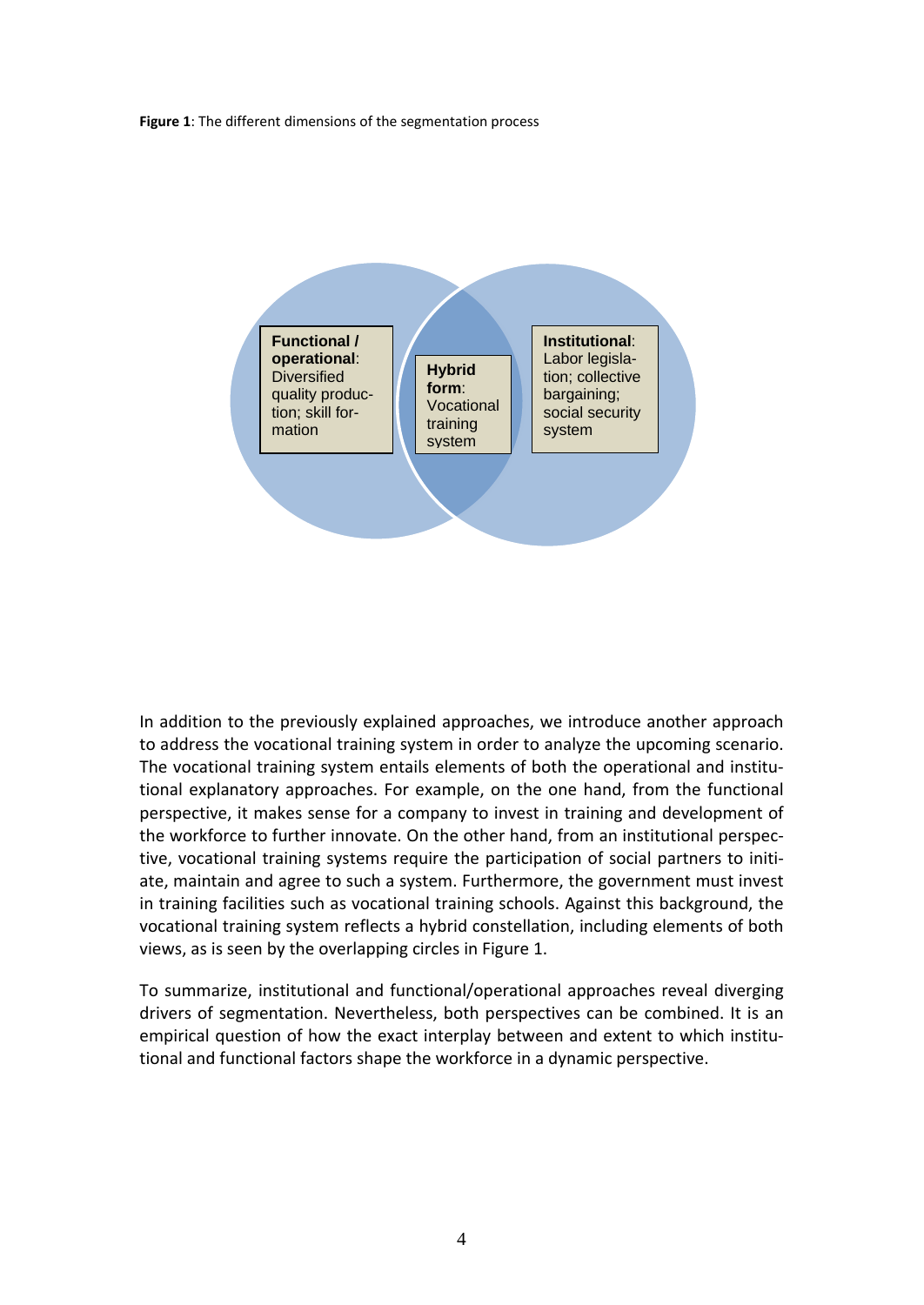**Figure 1**: The different dimensions of the segmentation process

**Functional / operational**: Diversified quality production; skill formation

**Hybrid form**: Vocational training system

**Institutional**: Labor legislation; collective bargaining; social security system

In addition to the previously explained approaches, we introduce another approach to address the vocational training system in order to analyze the upcoming scenario. The vocational training system entails elements of both the operational and institutional explanatory approaches. For example, on the one hand, from the functional perspective, it makes sense for a company to invest in training and development of the workforce to further innovate. On the other hand, from an institutional perspective, vocational training systems require the participation of social partners to initiate, maintain and agree to such a system. Furthermore, the government must invest in training facilities such as vocational training schools. Against this background, the vocational training system reflects a hybrid constellation, including elements of both views, as is seen by the overlapping circles in Figure 1.

To summarize, institutional and functional/operational approaches reveal diverging drivers of segmentation. Nevertheless, both perspectives can be combined. It is an empirical question of how the exact interplay between and extent to which institutional and functional factors shape the workforce in a dynamic perspective.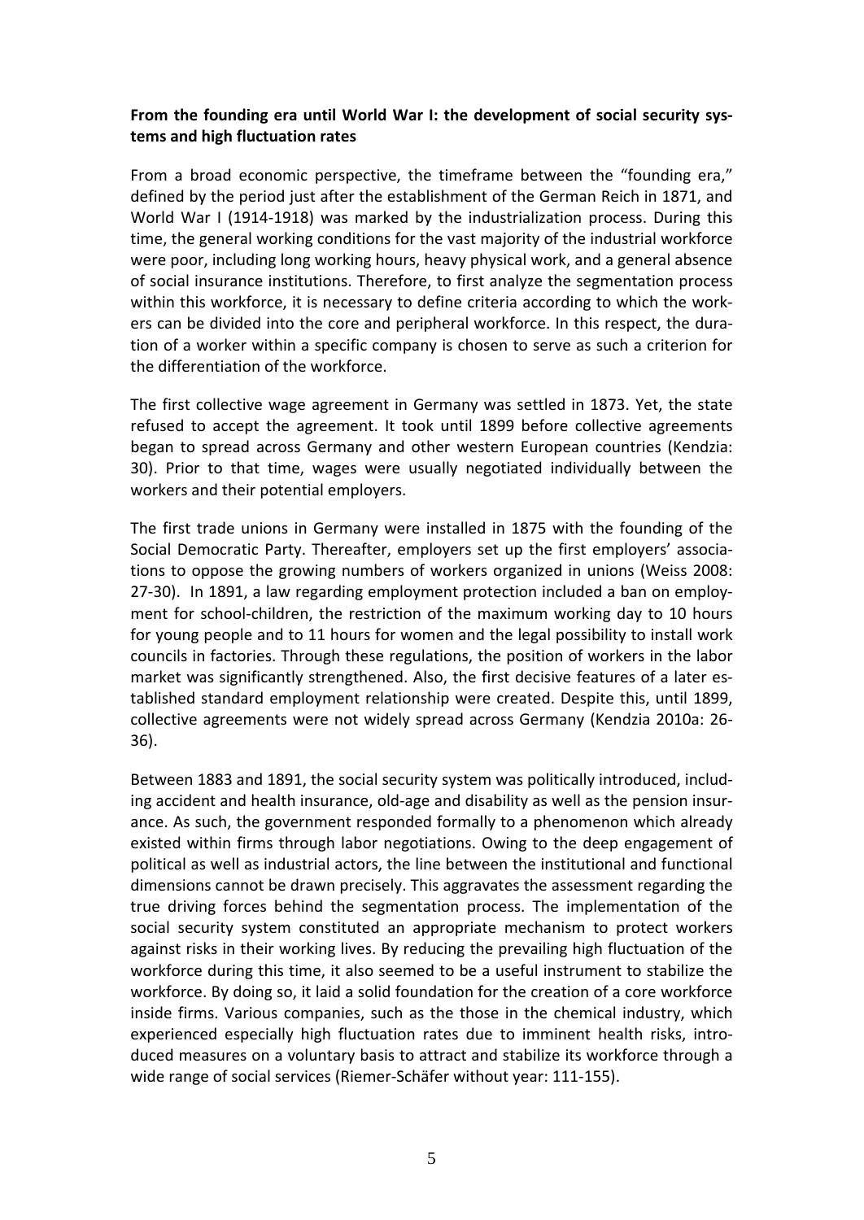**From the founding era until World War I: the development of social security systems and high fluctuation rates**

From a broad economic perspective, the timeframe between the "founding era," defined by the period just after the establishment of the German Reich in 1871, and World War I (1914-1918) was marked by the industrialization process. During this time, the general working conditions for the vast majority of the industrial workforce were poor, including long working hours, heavy physical work, and a general absence of social insurance institutions. Therefore, to first analyze the segmentation process within this workforce, it is necessary to define criteria according to which the workers can be divided into the core and peripheral workforce. In this respect, the duration of a worker within a specific company is chosen to serve as such a criterion for the differentiation of the workforce.

The first collective wage agreement in Germany was settled in 1873. Yet, the state refused to accept the agreement. It took until 1899 before collective agreements began to spread across Germany and other western European countries (Kendzia: 30). Prior to that time, wages were usually negotiated individually between the workers and their potential employers.

The first trade unions in Germany were installed in 1875 with the founding of the Social Democratic Party. Thereafter, employers set up the first employers' associations to oppose the growing numbers of workers organized in unions (Weiss 2008: 27-30). In 1891, a law regarding employment protection included a ban on employment for school-children, the restriction of the maximum working day to 10 hours for young people and to 11 hours for women and the legal possibility to install work councils in factories. Through these regulations, the position of workers in the labor market was significantly strengthened. Also, the first decisive features of a later established standard employment relationship were created. Despite this, until 1899, collective agreements were not widely spread across Germany (Kendzia 2010a: 26-36).

Between 1883 and 1891, the social security system was politically introduced, including accident and health insurance, old-age and disability as well as the pension insurance. As such, the government responded formally to a phenomenon which already existed within firms through labor negotiations. Owing to the deep engagement of political as well as industrial actors, the line between the institutional and functional dimensions cannot be drawn precisely. This aggravates the assessment regarding the true driving forces behind the segmentation process. The implementation of the social security system constituted an appropriate mechanism to protect workers against risks in their working lives. By reducing the prevailing high fluctuation of the workforce during this time, it also seemed to be a useful instrument to stabilize the workforce. By doing so, it laid a solid foundation for the creation of a core workforce inside firms. Various companies, such as the those in the chemical industry, which experienced especially high fluctuation rates due to imminent health risks, introduced measures on a voluntary basis to attract and stabilize its workforce through a wide range of social services (Riemer-Schäfer without year: 111-155).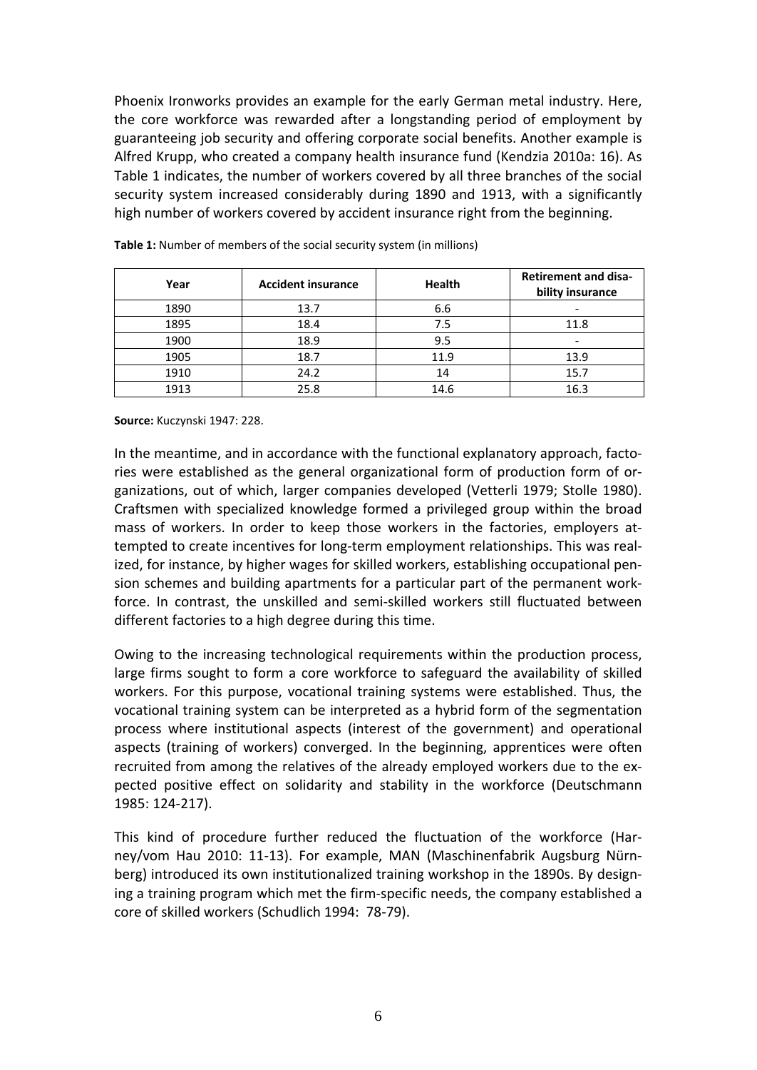Phoenix Ironworks provides an example for the early German metal industry. Here, the core workforce was rewarded after a longstanding period of employment by guaranteeing job security and offering corporate social benefits. Another example is Alfred Krupp, who created a company health insurance fund (Kendzia 2010a: 16). As Table 1 indicates, the number of workers covered by all three branches of the social security system increased considerably during 1890 and 1913, with a significantly high number of workers covered by accident insurance right from the beginning.

**Table 1:** Number of members of the social security system (in millions)

| Year | Accident insurance | Health | Retirement and disability insurance |
|---|---|---|---|
| 1890 | 13.7 | 6.6 | - |
| 1895 | 18.4 | 7.5 | 11.8 |
| 1900 | 18.9 | 9.5 | - |
| 1905 | 18.7 | 11.9 | 13.9 |
| 1910 | 24.2 | 14 | 15.7 |
| 1913 | 25.8 | 14.6 | 16.3 |

**Source:** Kuczynski 1947: 228.

In the meantime, and in accordance with the functional explanatory approach, factories were established as the general organizational form of production form of organizations, out of which, larger companies developed (Vetterli 1979; Stolle 1980). Craftsmen with specialized knowledge formed a privileged group within the broad mass of workers. In order to keep those workers in the factories, employers attempted to create incentives for long-term employment relationships. This was realized, for instance, by higher wages for skilled workers, establishing occupational pension schemes and building apartments for a particular part of the permanent workforce. In contrast, the unskilled and semi-skilled workers still fluctuated between different factories to a high degree during this time.

Owing to the increasing technological requirements within the production process, large firms sought to form a core workforce to safeguard the availability of skilled workers. For this purpose, vocational training systems were established. Thus, the vocational training system can be interpreted as a hybrid form of the segmentation process where institutional aspects (interest of the government) and operational aspects (training of workers) converged. In the beginning, apprentices were often recruited from among the relatives of the already employed workers due to the expected positive effect on solidarity and stability in the workforce (Deutschmann 1985: 124-217).

This kind of procedure further reduced the fluctuation of the workforce (Harney/vom Hau 2010: 11-13). For example, MAN (Maschinenfabrik Augsburg Nürnberg) introduced its own institutionalized training workshop in the 1890s. By designing a training program which met the firm-specific needs, the company established a core of skilled workers (Schudlich 1994: 78-79).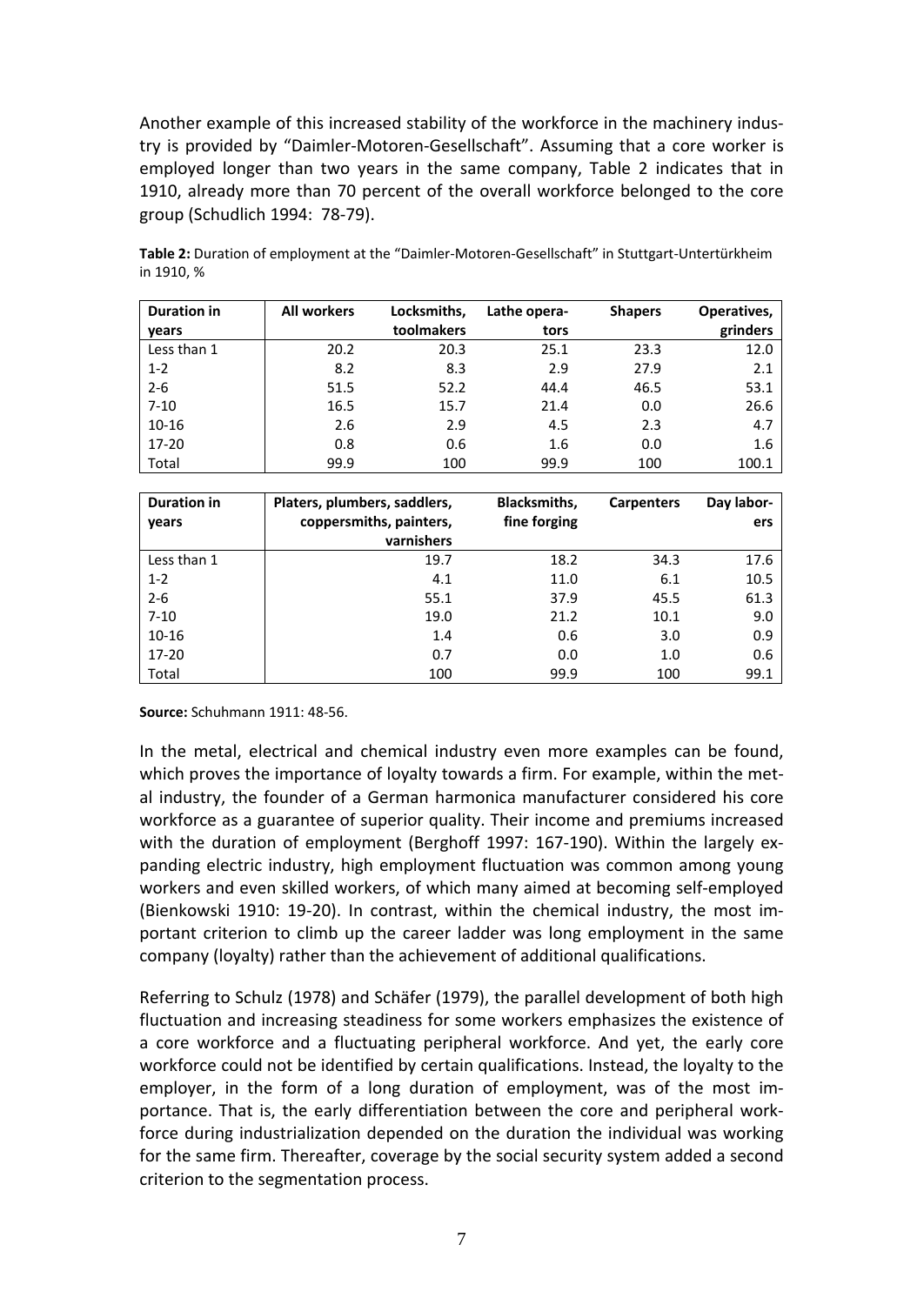Another example of this increased stability of the workforce in the machinery industry is provided by "Daimler-Motoren-Gesellschaft". Assuming that a core worker is employed longer than two years in the same company, Table 2 indicates that in 1910, already more than 70 percent of the overall workforce belonged to the core group (Schudlich 1994: 78-79).

**Table 2:** Duration of employment at the "Daimler-Motoren-Gesellschaft" in Stuttgart-Untertürkheim in 1910, %

| Duration in years | All workers | Locksmiths, toolmakers | Lathe operators | Shapers | Operatives, grinders |
|---|---|---|---|---|---|
| Less than 1 | 20.2 | 20.3 | 25.1 | 23.3 | 12.0 |
| 1-2 | 8.2 | 8.3 | 2.9 | 27.9 | 2.1 |
| 2-6 | 51.5 | 52.2 | 44.4 | 46.5 | 53.1 |
| 7-10 | 16.5 | 15.7 | 21.4 | 0.0 | 26.6 |
| 10-16 | 2.6 | 2.9 | 4.5 | 2.3 | 4.7 |
| 17-20 | 0.8 | 0.6 | 1.6 | 0.0 | 1.6 |
| Total | 99.9 | 100 | 99.9 | 100 | 100.1 |

| Duration in years | Platers, plumbers, saddlers, coppersmiths, painters, varnishers | Blacksmiths, fine forging | Carpenters | Day laborers |
|---|---|---|---|---|
| Less than 1 | 19.7 | 18.2 | 34.3 | 17.6 |
| 1-2 | 4.1 | 11.0 | 6.1 | 10.5 |
| 2-6 | 55.1 | 37.9 | 45.5 | 61.3 |
| 7-10 | 19.0 | 21.2 | 10.1 | 9.0 |
| 10-16 | 1.4 | 0.6 | 3.0 | 0.9 |
| 17-20 | 0.7 | 0.0 | 1.0 | 0.6 |
| Total | 100 | 99.9 | 100 | 99.1 |

**Source:** Schuhmann 1911: 48-56.

In the metal, electrical and chemical industry even more examples can be found, which proves the importance of loyalty towards a firm. For example, within the metal industry, the founder of a German harmonica manufacturer considered his core workforce as a guarantee of superior quality. Their income and premiums increased with the duration of employment (Berghoff 1997: 167-190). Within the largely expanding electric industry, high employment fluctuation was common among young workers and even skilled workers, of which many aimed at becoming self-employed (Bienkowski 1910: 19-20). In contrast, within the chemical industry, the most important criterion to climb up the career ladder was long employment in the same company (loyalty) rather than the achievement of additional qualifications.

Referring to Schulz (1978) and Schäfer (1979), the parallel development of both high fluctuation and increasing steadiness for some workers emphasizes the existence of a core workforce and a fluctuating peripheral workforce. And yet, the early core workforce could not be identified by certain qualifications. Instead, the loyalty to the employer, in the form of a long duration of employment, was of the most importance. That is, the early differentiation between the core and peripheral workforce during industrialization depended on the duration the individual was working for the same firm. Thereafter, coverage by the social security system added a second criterion to the segmentation process.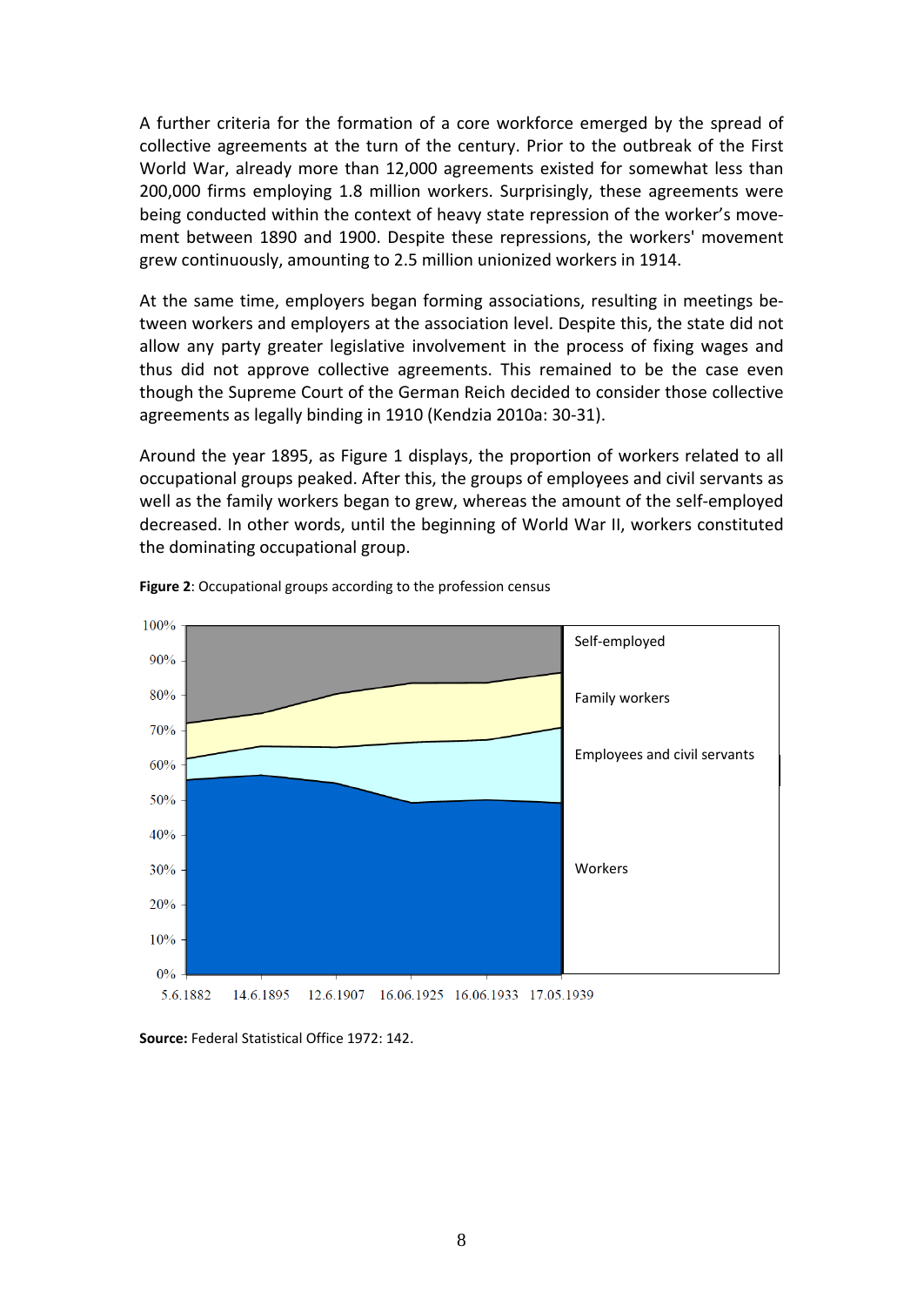A further criteria for the formation of a core workforce emerged by the spread of collective agreements at the turn of the century. Prior to the outbreak of the First World War, already more than 12,000 agreements existed for somewhat less than 200,000 firms employing 1.8 million workers. Surprisingly, these agreements were being conducted within the context of heavy state repression of the worker's movement between 1890 and 1900. Despite these repressions, the workers' movement grew continuously, amounting to 2.5 million unionized workers in 1914.

At the same time, employers began forming associations, resulting in meetings between workers and employers at the association level. Despite this, the state did not allow any party greater legislative involvement in the process of fixing wages and thus did not approve collective agreements. This remained to be the case even though the Supreme Court of the German Reich decided to consider those collective agreements as legally binding in 1910 (Kendzia 2010a: 30-31).

Around the year 1895, as Figure 1 displays, the proportion of workers related to all occupational groups peaked. After this, the groups of employees and civil servants as well as the family workers began to grew, whereas the amount of the self-employed decreased. In other words, until the beginning of World War II, workers constituted the dominating occupational group.

**Figure 2**: Occupational groups according to the profession census

**Source:** Federal Statistical Office 1972: 142.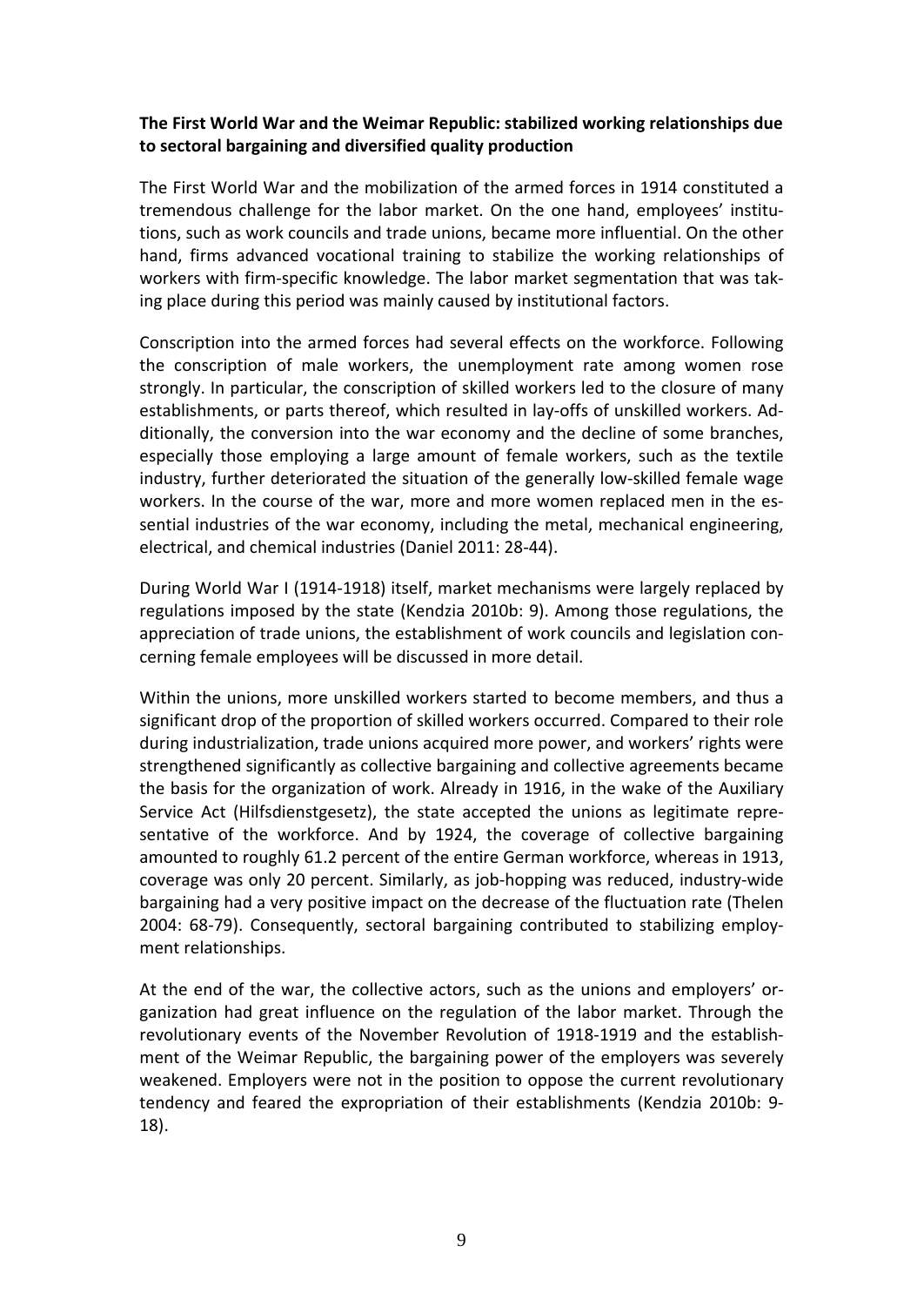**The First World War and the Weimar Republic: stabilized working relationships due to sectoral bargaining and diversified quality production**

The First World War and the mobilization of the armed forces in 1914 constituted a tremendous challenge for the labor market. On the one hand, employees' institutions, such as work councils and trade unions, became more influential. On the other hand, firms advanced vocational training to stabilize the working relationships of workers with firm-specific knowledge. The labor market segmentation that was taking place during this period was mainly caused by institutional factors.

Conscription into the armed forces had several effects on the workforce. Following the conscription of male workers, the unemployment rate among women rose strongly. In particular, the conscription of skilled workers led to the closure of many establishments, or parts thereof, which resulted in lay-offs of unskilled workers. Additionally, the conversion into the war economy and the decline of some branches, especially those employing a large amount of female workers, such as the textile industry, further deteriorated the situation of the generally low-skilled female wage workers. In the course of the war, more and more women replaced men in the essential industries of the war economy, including the metal, mechanical engineering, electrical, and chemical industries (Daniel 2011: 28-44).

During World War I (1914-1918) itself, market mechanisms were largely replaced by regulations imposed by the state (Kendzia 2010b: 9). Among those regulations, the appreciation of trade unions, the establishment of work councils and legislation concerning female employees will be discussed in more detail.

Within the unions, more unskilled workers started to become members, and thus a significant drop of the proportion of skilled workers occurred. Compared to their role during industrialization, trade unions acquired more power, and workers' rights were strengthened significantly as collective bargaining and collective agreements became the basis for the organization of work. Already in 1916, in the wake of the Auxiliary Service Act (Hilfsdienstgesetz), the state accepted the unions as legitimate representative of the workforce. And by 1924, the coverage of collective bargaining amounted to roughly 61.2 percent of the entire German workforce, whereas in 1913, coverage was only 20 percent. Similarly, as job-hopping was reduced, industry-wide bargaining had a very positive impact on the decrease of the fluctuation rate (Thelen 2004: 68-79). Consequently, sectoral bargaining contributed to stabilizing employment relationships.

At the end of the war, the collective actors, such as the unions and employers' organization had great influence on the regulation of the labor market. Through the revolutionary events of the November Revolution of 1918-1919 and the establishment of the Weimar Republic, the bargaining power of the employers was severely weakened. Employers were not in the position to oppose the current revolutionary tendency and feared the expropriation of their establishments (Kendzia 2010b: 9-18).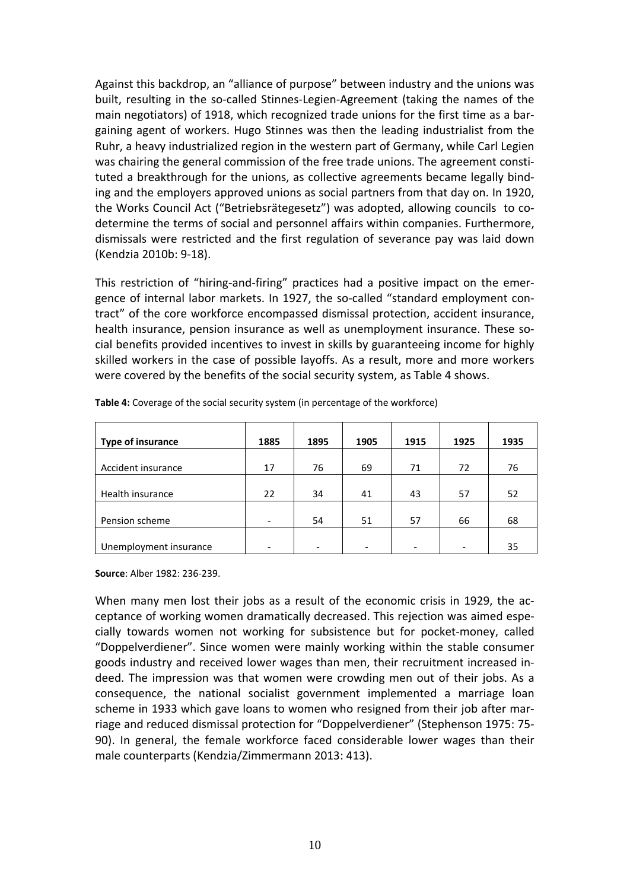Against this backdrop, an "alliance of purpose" between industry and the unions was built, resulting in the so-called Stinnes-Legien-Agreement (taking the names of the main negotiators) of 1918, which recognized trade unions for the first time as a bargaining agent of workers. Hugo Stinnes was then the leading industrialist from the Ruhr, a heavy industrialized region in the western part of Germany, while Carl Legien was chairing the general commission of the free trade unions. The agreement constituted a breakthrough for the unions, as collective agreements became legally binding and the employers approved unions as social partners from that day on. In 1920, the Works Council Act ("Betriebsrätegesetz") was adopted, allowing councils to co-determine the terms of social and personnel affairs within companies. Furthermore, dismissals were restricted and the first regulation of severance pay was laid down (Kendzia 2010b: 9-18).

This restriction of "hiring-and-firing" practices had a positive impact on the emergence of internal labor markets. In 1927, the so-called "standard employment contract" of the core workforce encompassed dismissal protection, accident insurance, health insurance, pension insurance as well as unemployment insurance. These social benefits provided incentives to invest in skills by guaranteeing income for highly skilled workers in the case of possible layoffs. As a result, more and more workers were covered by the benefits of the social security system, as Table 4 shows.

**Table 4:** Coverage of the social security system (in percentage of the workforce)

| Type of insurance | 1885 | 1895 | 1905 | 1915 | 1925 | 1935 |
|---|---|---|---|---|---|---|
| Accident insurance | 17 | 76 | 69 | 71 | 72 | 76 |
| Health insurance | 22 | 34 | 41 | 43 | 57 | 52 |
| Pension scheme | - | 54 | 51 | 57 | 66 | 68 |
| Unemployment insurance | - | - | - | - | - | 35 |

**Source**: Alber 1982: 236-239.

When many men lost their jobs as a result of the economic crisis in 1929, the acceptance of working women dramatically decreased. This rejection was aimed especially towards women not working for subsistence but for pocket-money, called "Doppelverdiener". Since women were mainly working within the stable consumer goods industry and received lower wages than men, their recruitment increased indeed. The impression was that women were crowding men out of their jobs. As a consequence, the national socialist government implemented a marriage loan scheme in 1933 which gave loans to women who resigned from their job after marriage and reduced dismissal protection for "Doppelverdiener" (Stephenson 1975: 75-90). In general, the female workforce faced considerable lower wages than their male counterparts (Kendzia/Zimmermann 2013: 413).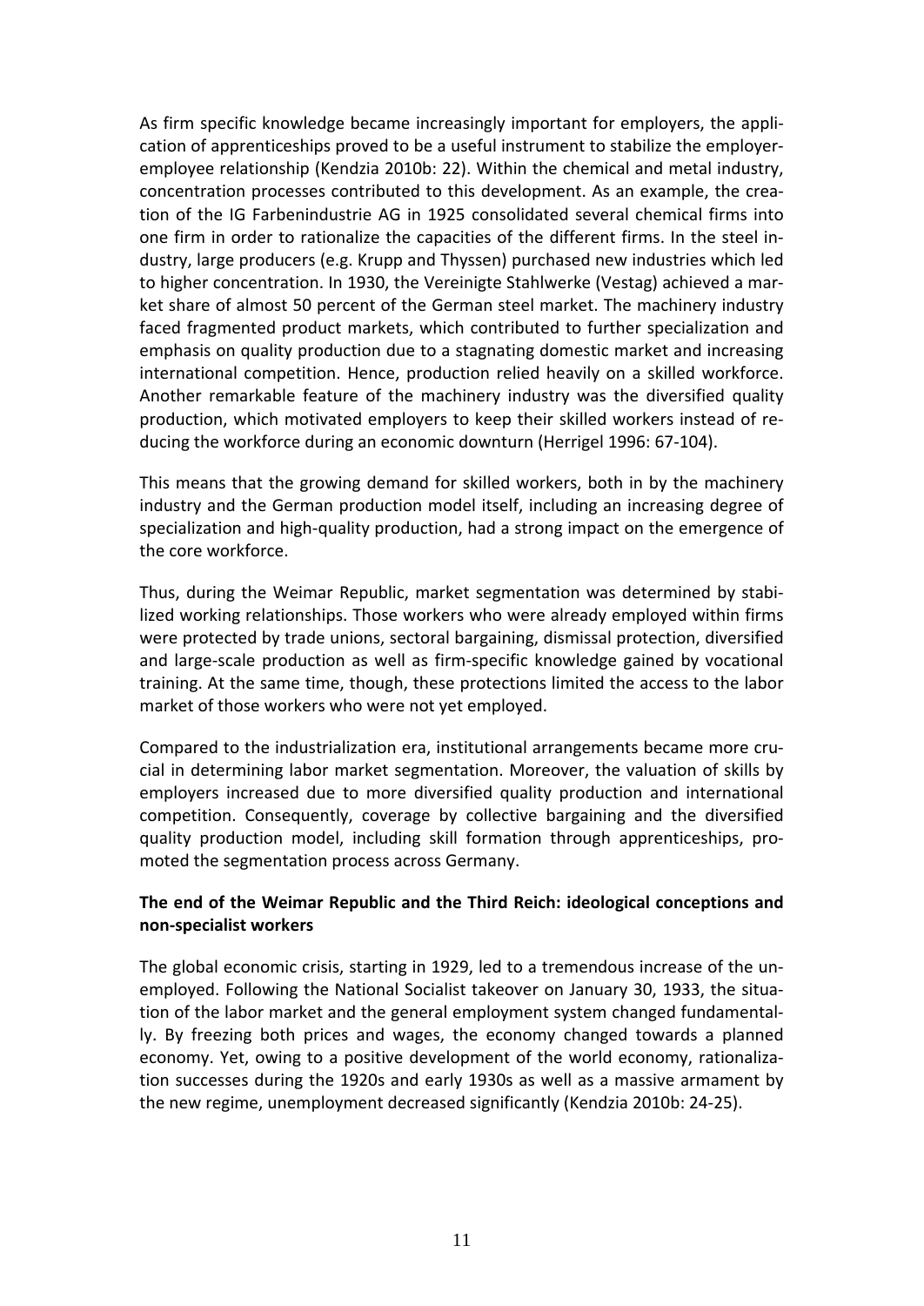As firm specific knowledge became increasingly important for employers, the application of apprenticeships proved to be a useful instrument to stabilize the employer-employee relationship (Kendzia 2010b: 22). Within the chemical and metal industry, concentration processes contributed to this development. As an example, the creation of the IG Farbenindustrie AG in 1925 consolidated several chemical firms into one firm in order to rationalize the capacities of the different firms. In the steel industry, large producers (e.g. Krupp and Thyssen) purchased new industries which led to higher concentration. In 1930, the Vereinigte Stahlwerke (Vestag) achieved a market share of almost 50 percent of the German steel market. The machinery industry faced fragmented product markets, which contributed to further specialization and emphasis on quality production due to a stagnating domestic market and increasing international competition. Hence, production relied heavily on a skilled workforce. Another remarkable feature of the machinery industry was the diversified quality production, which motivated employers to keep their skilled workers instead of reducing the workforce during an economic downturn (Herrigel 1996: 67-104).

This means that the growing demand for skilled workers, both in by the machinery industry and the German production model itself, including an increasing degree of specialization and high-quality production, had a strong impact on the emergence of the core workforce.

Thus, during the Weimar Republic, market segmentation was determined by stabilized working relationships. Those workers who were already employed within firms were protected by trade unions, sectoral bargaining, dismissal protection, diversified and large-scale production as well as firm-specific knowledge gained by vocational training. At the same time, though, these protections limited the access to the labor market of those workers who were not yet employed.

Compared to the industrialization era, institutional arrangements became more crucial in determining labor market segmentation. Moreover, the valuation of skills by employers increased due to more diversified quality production and international competition. Consequently, coverage by collective bargaining and the diversified quality production model, including skill formation through apprenticeships, promoted the segmentation process across Germany.

**The end of the Weimar Republic and the Third Reich: ideological conceptions and non-specialist workers**

The global economic crisis, starting in 1929, led to a tremendous increase of the unemployed. Following the National Socialist takeover on January 30, 1933, the situation of the labor market and the general employment system changed fundamentally. By freezing both prices and wages, the economy changed towards a planned economy. Yet, owing to a positive development of the world economy, rationalization successes during the 1920s and early 1930s as well as a massive armament by the new regime, unemployment decreased significantly (Kendzia 2010b: 24-25).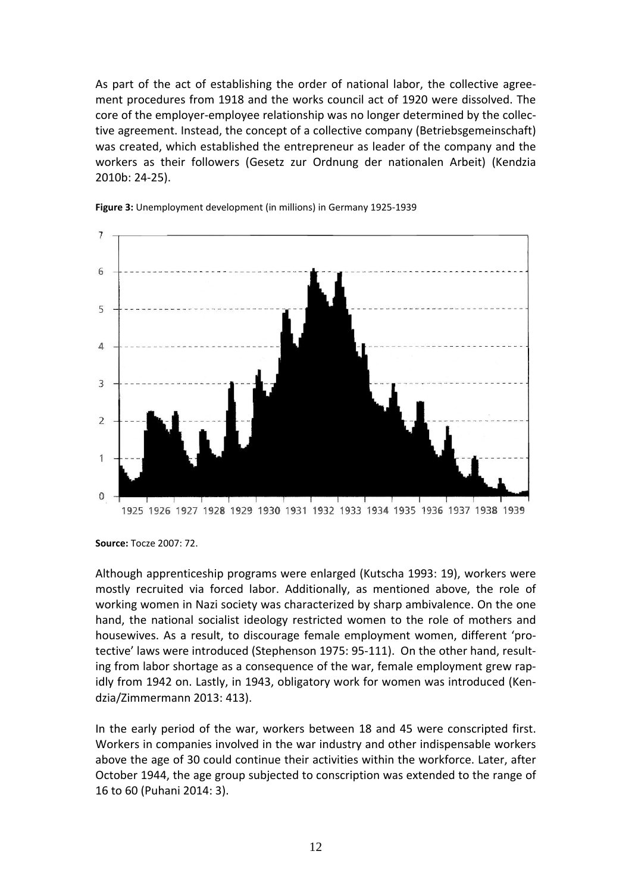As part of the act of establishing the order of national labor, the collective agreement procedures from 1918 and the works council act of 1920 were dissolved. The core of the employer-employee relationship was no longer determined by the collective agreement. Instead, the concept of a collective company (Betriebsgemeinschaft) was created, which established the entrepreneur as leader of the company and the workers as their followers (Gesetz zur Ordnung der nationalen Arbeit) (Kendzia 2010b: 24-25).

**Figure 3:** Unemployment development (in millions) in Germany 1925-1939

**Source:** Tocze 2007: 72.

Although apprenticeship programs were enlarged (Kutscha 1993: 19), workers were mostly recruited via forced labor. Additionally, as mentioned above, the role of working women in Nazi society was characterized by sharp ambivalence. On the one hand, the national socialist ideology restricted women to the role of mothers and housewives. As a result, to discourage female employment women, different 'protective' laws were introduced (Stephenson 1975: 95-111). On the other hand, resulting from labor shortage as a consequence of the war, female employment grew rapidly from 1942 on. Lastly, in 1943, obligatory work for women was introduced (Kendzia/Zimmermann 2013: 413).

In the early period of the war, workers between 18 and 45 were conscripted first. Workers in companies involved in the war industry and other indispensable workers above the age of 30 could continue their activities within the workforce. Later, after October 1944, the age group subjected to conscription was extended to the range of 16 to 60 (Puhani 2014: 3).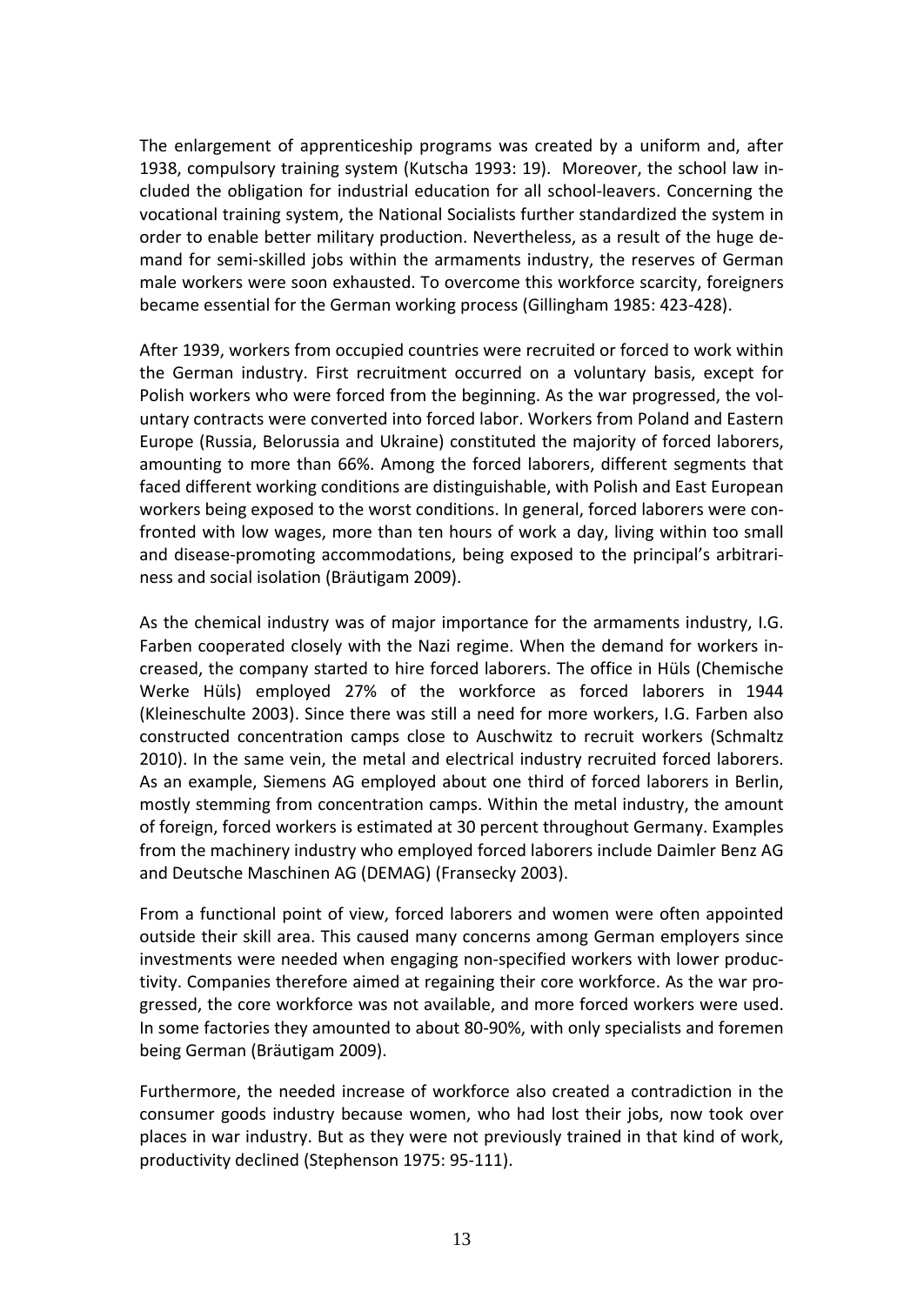The enlargement of apprenticeship programs was created by a uniform and, after 1938, compulsory training system (Kutscha 1993: 19). Moreover, the school law included the obligation for industrial education for all school-leavers. Concerning the vocational training system, the National Socialists further standardized the system in order to enable better military production. Nevertheless, as a result of the huge demand for semi-skilled jobs within the armaments industry, the reserves of German male workers were soon exhausted. To overcome this workforce scarcity, foreigners became essential for the German working process (Gillingham 1985: 423-428).

After 1939, workers from occupied countries were recruited or forced to work within the German industry. First recruitment occurred on a voluntary basis, except for Polish workers who were forced from the beginning. As the war progressed, the voluntary contracts were converted into forced labor. Workers from Poland and Eastern Europe (Russia, Belorussia and Ukraine) constituted the majority of forced laborers, amounting to more than 66%. Among the forced laborers, different segments that faced different working conditions are distinguishable, with Polish and East European workers being exposed to the worst conditions. In general, forced laborers were confronted with low wages, more than ten hours of work a day, living within too small and disease-promoting accommodations, being exposed to the principal's arbitrariness and social isolation (Bräutigam 2009).

As the chemical industry was of major importance for the armaments industry, I.G. Farben cooperated closely with the Nazi regime. When the demand for workers increased, the company started to hire forced laborers. The office in Hüls (Chemische Werke Hüls) employed 27% of the workforce as forced laborers in 1944 (Kleineschulte 2003). Since there was still a need for more workers, I.G. Farben also constructed concentration camps close to Auschwitz to recruit workers (Schmaltz 2010). In the same vein, the metal and electrical industry recruited forced laborers. As an example, Siemens AG employed about one third of forced laborers in Berlin, mostly stemming from concentration camps. Within the metal industry, the amount of foreign, forced workers is estimated at 30 percent throughout Germany. Examples from the machinery industry who employed forced laborers include Daimler Benz AG and Deutsche Maschinen AG (DEMAG) (Fransecky 2003).

From a functional point of view, forced laborers and women were often appointed outside their skill area. This caused many concerns among German employers since investments were needed when engaging non-specified workers with lower productivity. Companies therefore aimed at regaining their core workforce. As the war progressed, the core workforce was not available, and more forced workers were used. In some factories they amounted to about 80-90%, with only specialists and foremen being German (Bräutigam 2009).

Furthermore, the needed increase of workforce also created a contradiction in the consumer goods industry because women, who had lost their jobs, now took over places in war industry. But as they were not previously trained in that kind of work, productivity declined (Stephenson 1975: 95-111).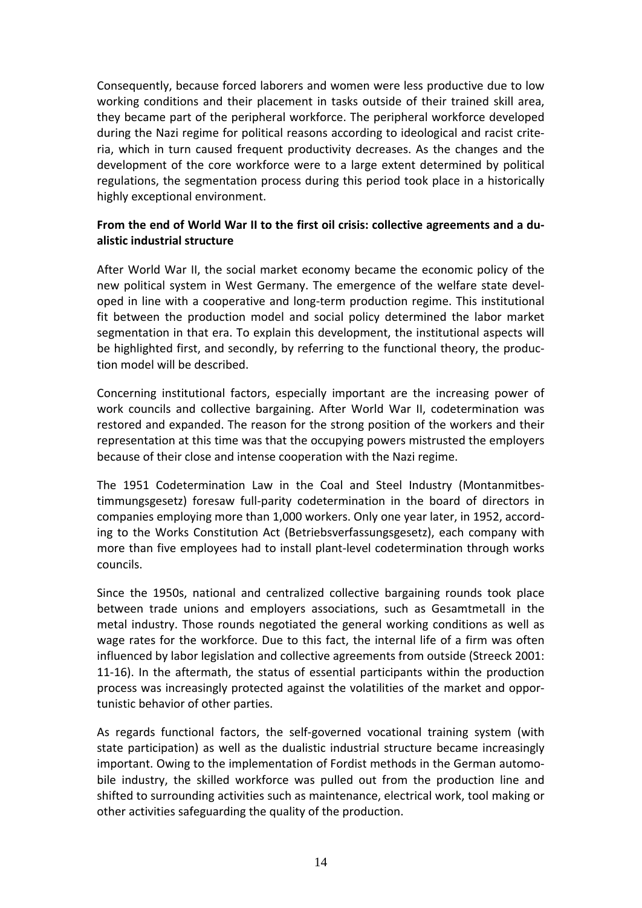Consequently, because forced laborers and women were less productive due to low working conditions and their placement in tasks outside of their trained skill area, they became part of the peripheral workforce. The peripheral workforce developed during the Nazi regime for political reasons according to ideological and racist criteria, which in turn caused frequent productivity decreases. As the changes and the development of the core workforce were to a large extent determined by political regulations, the segmentation process during this period took place in a historically highly exceptional environment.

**From the end of World War II to the first oil crisis: collective agreements and a dualistic industrial structure**

After World War II, the social market economy became the economic policy of the new political system in West Germany. The emergence of the welfare state developed in line with a cooperative and long-term production regime. This institutional fit between the production model and social policy determined the labor market segmentation in that era. To explain this development, the institutional aspects will be highlighted first, and secondly, by referring to the functional theory, the production model will be described.

Concerning institutional factors, especially important are the increasing power of work councils and collective bargaining. After World War II, codetermination was restored and expanded. The reason for the strong position of the workers and their representation at this time was that the occupying powers mistrusted the employers because of their close and intense cooperation with the Nazi regime.

The 1951 Codetermination Law in the Coal and Steel Industry (Montanmitbestimmungsgesetz) foresaw full-parity codetermination in the board of directors in companies employing more than 1,000 workers. Only one year later, in 1952, according to the Works Constitution Act (Betriebsverfassungsgesetz), each company with more than five employees had to install plant-level codetermination through works councils.

Since the 1950s, national and centralized collective bargaining rounds took place between trade unions and employers associations, such as Gesamtmetall in the metal industry. Those rounds negotiated the general working conditions as well as wage rates for the workforce. Due to this fact, the internal life of a firm was often influenced by labor legislation and collective agreements from outside (Streeck 2001: 11-16). In the aftermath, the status of essential participants within the production process was increasingly protected against the volatilities of the market and opportunistic behavior of other parties.

As regards functional factors, the self-governed vocational training system (with state participation) as well as the dualistic industrial structure became increasingly important. Owing to the implementation of Fordist methods in the German automobile industry, the skilled workforce was pulled out from the production line and shifted to surrounding activities such as maintenance, electrical work, tool making or other activities safeguarding the quality of the production.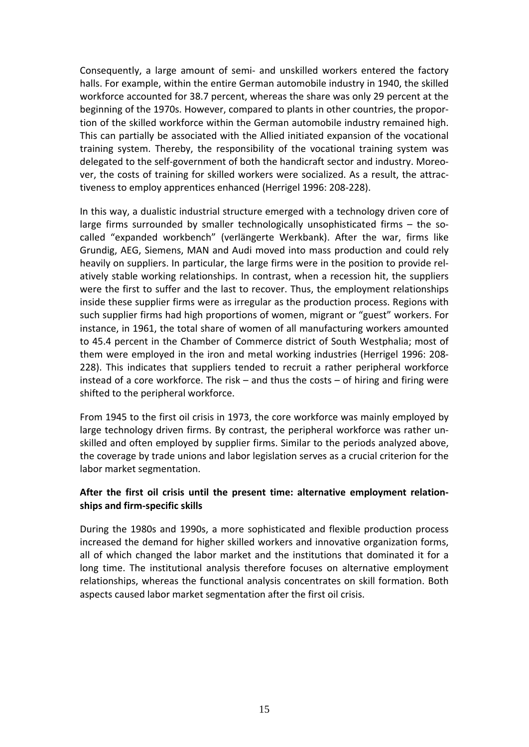Consequently, a large amount of semi- and unskilled workers entered the factory halls. For example, within the entire German automobile industry in 1940, the skilled workforce accounted for 38.7 percent, whereas the share was only 29 percent at the beginning of the 1970s. However, compared to plants in other countries, the proportion of the skilled workforce within the German automobile industry remained high. This can partially be associated with the Allied initiated expansion of the vocational training system. Thereby, the responsibility of the vocational training system was delegated to the self-government of both the handicraft sector and industry. Moreover, the costs of training for skilled workers were socialized. As a result, the attractiveness to employ apprentices enhanced (Herrigel 1996: 208-228).

In this way, a dualistic industrial structure emerged with a technology driven core of large firms surrounded by smaller technologically unsophisticated firms – the so-called "expanded workbench" (verlängerte Werkbank). After the war, firms like Grundig, AEG, Siemens, MAN and Audi moved into mass production and could rely heavily on suppliers. In particular, the large firms were in the position to provide relatively stable working relationships. In contrast, when a recession hit, the suppliers were the first to suffer and the last to recover. Thus, the employment relationships inside these supplier firms were as irregular as the production process. Regions with such supplier firms had high proportions of women, migrant or "guest" workers. For instance, in 1961, the total share of women of all manufacturing workers amounted to 45.4 percent in the Chamber of Commerce district of South Westphalia; most of them were employed in the iron and metal working industries (Herrigel 1996: 208-228). This indicates that suppliers tended to recruit a rather peripheral workforce instead of a core workforce. The risk – and thus the costs – of hiring and firing were shifted to the peripheral workforce.

From 1945 to the first oil crisis in 1973, the core workforce was mainly employed by large technology driven firms. By contrast, the peripheral workforce was rather unskilled and often employed by supplier firms. Similar to the periods analyzed above, the coverage by trade unions and labor legislation serves as a crucial criterion for the labor market segmentation.

**After the first oil crisis until the present time: alternative employment relationships and firm-specific skills**

During the 1980s and 1990s, a more sophisticated and flexible production process increased the demand for higher skilled workers and innovative organization forms, all of which changed the labor market and the institutions that dominated it for a long time. The institutional analysis therefore focuses on alternative employment relationships, whereas the functional analysis concentrates on skill formation. Both aspects caused labor market segmentation after the first oil crisis.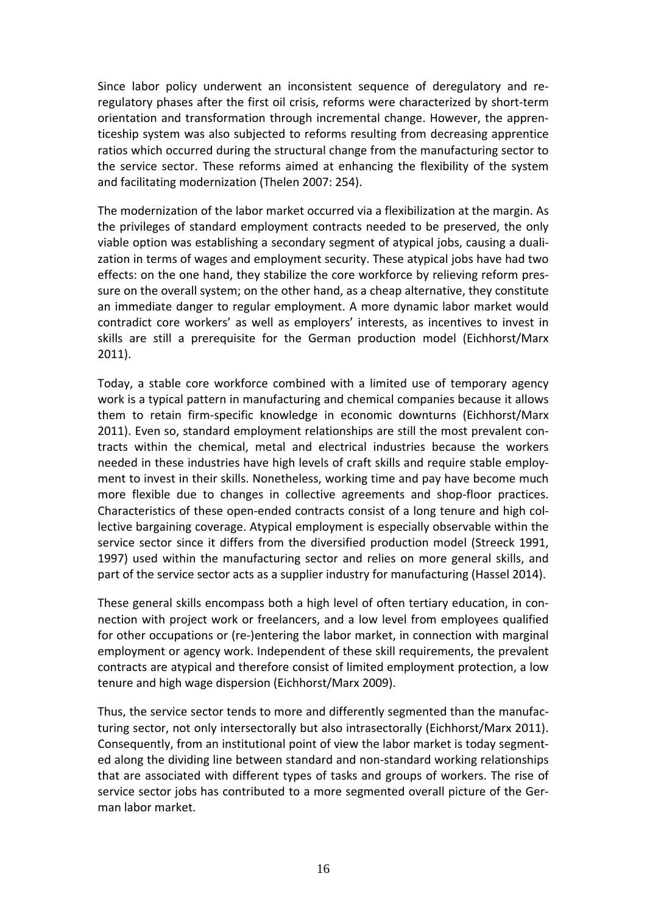Since labor policy underwent an inconsistent sequence of deregulatory and re-regulatory phases after the first oil crisis, reforms were characterized by short-term orientation and transformation through incremental change. However, the apprenticeship system was also subjected to reforms resulting from decreasing apprentice ratios which occurred during the structural change from the manufacturing sector to the service sector. These reforms aimed at enhancing the flexibility of the system and facilitating modernization (Thelen 2007: 254).

The modernization of the labor market occurred via a flexibilization at the margin. As the privileges of standard employment contracts needed to be preserved, the only viable option was establishing a secondary segment of atypical jobs, causing a dualization in terms of wages and employment security. These atypical jobs have had two effects: on the one hand, they stabilize the core workforce by relieving reform pressure on the overall system; on the other hand, as a cheap alternative, they constitute an immediate danger to regular employment. A more dynamic labor market would contradict core workers' as well as employers' interests, as incentives to invest in skills are still a prerequisite for the German production model (Eichhorst/Marx 2011).

Today, a stable core workforce combined with a limited use of temporary agency work is a typical pattern in manufacturing and chemical companies because it allows them to retain firm-specific knowledge in economic downturns (Eichhorst/Marx 2011). Even so, standard employment relationships are still the most prevalent contracts within the chemical, metal and electrical industries because the workers needed in these industries have high levels of craft skills and require stable employment to invest in their skills. Nonetheless, working time and pay have become much more flexible due to changes in collective agreements and shop-floor practices. Characteristics of these open-ended contracts consist of a long tenure and high collective bargaining coverage. Atypical employment is especially observable within the service sector since it differs from the diversified production model (Streeck 1991, 1997) used within the manufacturing sector and relies on more general skills, and part of the service sector acts as a supplier industry for manufacturing (Hassel 2014).

These general skills encompass both a high level of often tertiary education, in connection with project work or freelancers, and a low level from employees qualified for other occupations or (re-)entering the labor market, in connection with marginal employment or agency work. Independent of these skill requirements, the prevalent contracts are atypical and therefore consist of limited employment protection, a low tenure and high wage dispersion (Eichhorst/Marx 2009).

Thus, the service sector tends to more and differently segmented than the manufacturing sector, not only intersectorally but also intrasectorally (Eichhorst/Marx 2011). Consequently, from an institutional point of view the labor market is today segmented along the dividing line between standard and non-standard working relationships that are associated with different types of tasks and groups of workers. The rise of service sector jobs has contributed to a more segmented overall picture of the German labor market.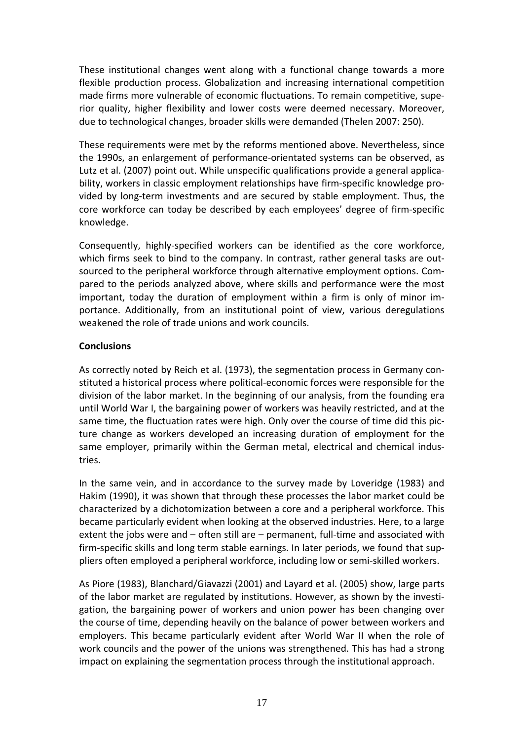These institutional changes went along with a functional change towards a more flexible production process. Globalization and increasing international competition made firms more vulnerable of economic fluctuations. To remain competitive, superior quality, higher flexibility and lower costs were deemed necessary. Moreover, due to technological changes, broader skills were demanded (Thelen 2007: 250).

These requirements were met by the reforms mentioned above. Nevertheless, since the 1990s, an enlargement of performance-orientated systems can be observed, as Lutz et al. (2007) point out. While unspecific qualifications provide a general applicability, workers in classic employment relationships have firm-specific knowledge provided by long-term investments and are secured by stable employment. Thus, the core workforce can today be described by each employees' degree of firm-specific knowledge.

Consequently, highly-specified workers can be identified as the core workforce, which firms seek to bind to the company. In contrast, rather general tasks are outsourced to the peripheral workforce through alternative employment options. Compared to the periods analyzed above, where skills and performance were the most important, today the duration of employment within a firm is only of minor importance. Additionally, from an institutional point of view, various deregulations weakened the role of trade unions and work councils.

**Conclusions**

As correctly noted by Reich et al. (1973), the segmentation process in Germany constituted a historical process where political-economic forces were responsible for the division of the labor market. In the beginning of our analysis, from the founding era until World War I, the bargaining power of workers was heavily restricted, and at the same time, the fluctuation rates were high. Only over the course of time did this picture change as workers developed an increasing duration of employment for the same employer, primarily within the German metal, electrical and chemical industries.

In the same vein, and in accordance to the survey made by Loveridge (1983) and Hakim (1990), it was shown that through these processes the labor market could be characterized by a dichotomization between a core and a peripheral workforce. This became particularly evident when looking at the observed industries. Here, to a large extent the jobs were and – often still are – permanent, full-time and associated with firm-specific skills and long term stable earnings. In later periods, we found that suppliers often employed a peripheral workforce, including low or semi-skilled workers.

As Piore (1983), Blanchard/Giavazzi (2001) and Layard et al. (2005) show, large parts of the labor market are regulated by institutions. However, as shown by the investigation, the bargaining power of workers and union power has been changing over the course of time, depending heavily on the balance of power between workers and employers. This became particularly evident after World War II when the role of work councils and the power of the unions was strengthened. This has had a strong impact on explaining the segmentation process through the institutional approach.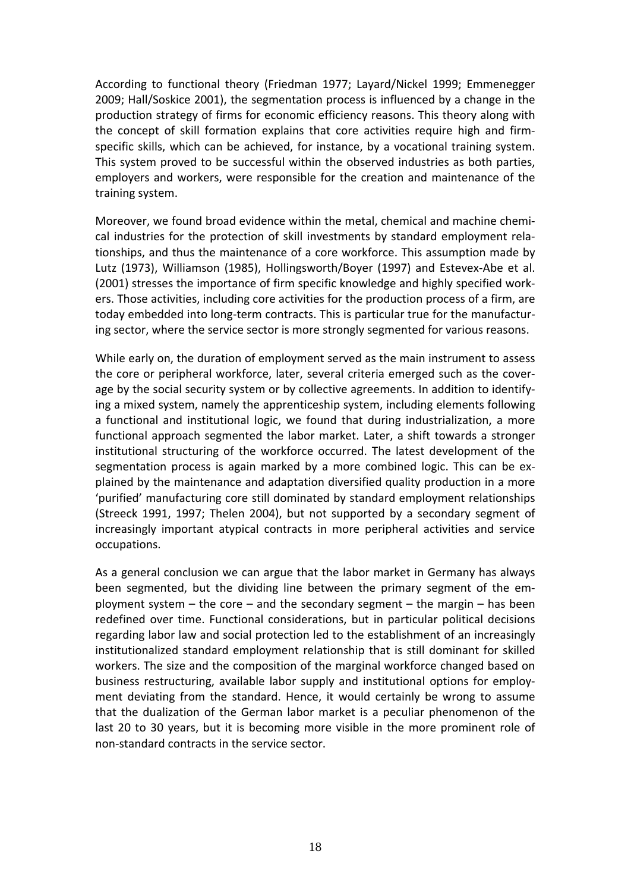According to functional theory (Friedman 1977; Layard/Nickel 1999; Emmenegger 2009; Hall/Soskice 2001), the segmentation process is influenced by a change in the production strategy of firms for economic efficiency reasons. This theory along with the concept of skill formation explains that core activities require high and firm-specific skills, which can be achieved, for instance, by a vocational training system. This system proved to be successful within the observed industries as both parties, employers and workers, were responsible for the creation and maintenance of the training system.

Moreover, we found broad evidence within the metal, chemical and machine chemical industries for the protection of skill investments by standard employment relationships, and thus the maintenance of a core workforce. This assumption made by Lutz (1973), Williamson (1985), Hollingsworth/Boyer (1997) and Estevex-Abe et al. (2001) stresses the importance of firm specific knowledge and highly specified workers. Those activities, including core activities for the production process of a firm, are today embedded into long-term contracts. This is particular true for the manufacturing sector, where the service sector is more strongly segmented for various reasons.

While early on, the duration of employment served as the main instrument to assess the core or peripheral workforce, later, several criteria emerged such as the coverage by the social security system or by collective agreements. In addition to identifying a mixed system, namely the apprenticeship system, including elements following a functional and institutional logic, we found that during industrialization, a more functional approach segmented the labor market. Later, a shift towards a stronger institutional structuring of the workforce occurred. The latest development of the segmentation process is again marked by a more combined logic. This can be explained by the maintenance and adaptation diversified quality production in a more 'purified' manufacturing core still dominated by standard employment relationships (Streeck 1991, 1997; Thelen 2004), but not supported by a secondary segment of increasingly important atypical contracts in more peripheral activities and service occupations.

As a general conclusion we can argue that the labor market in Germany has always been segmented, but the dividing line between the primary segment of the employment system – the core – and the secondary segment – the margin – has been redefined over time. Functional considerations, but in particular political decisions regarding labor law and social protection led to the establishment of an increasingly institutionalized standard employment relationship that is still dominant for skilled workers. The size and the composition of the marginal workforce changed based on business restructuring, available labor supply and institutional options for employment deviating from the standard. Hence, it would certainly be wrong to assume that the dualization of the German labor market is a peculiar phenomenon of the last 20 to 30 years, but it is becoming more visible in the more prominent role of non-standard contracts in the service sector.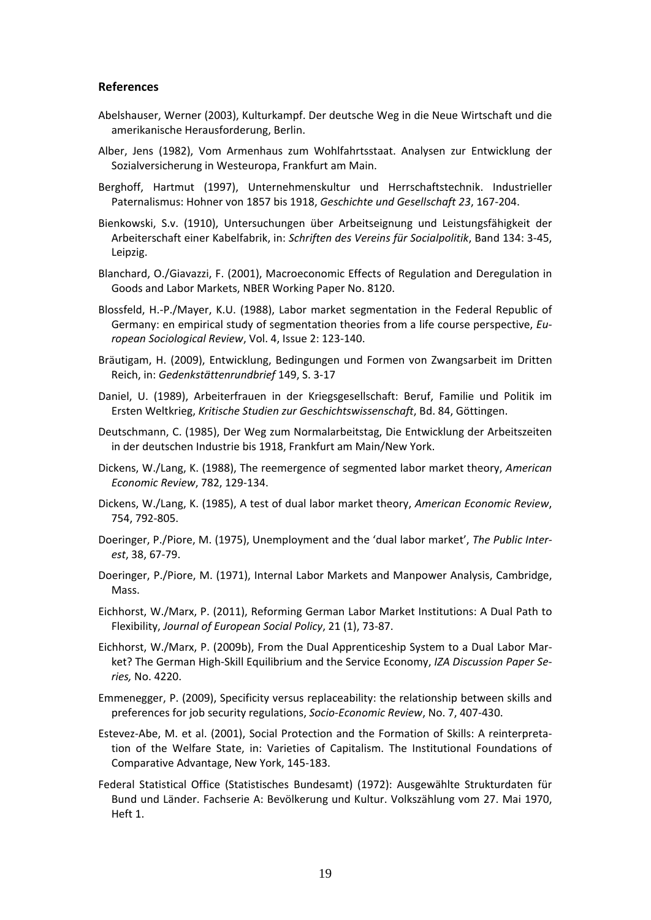## References

Abelshauser, Werner (2003), Kulturkampf. Der deutsche Weg in die Neue Wirtschaft und die amerikanische Herausforderung, Berlin.

Alber, Jens (1982), Vom Armenhaus zum Wohlfahrtsstaat. Analysen zur Entwicklung der Sozialversicherung in Westeuropa, Frankfurt am Main.

Berghoff, Hartmut (1997), Unternehmenskultur und Herrschaftstechnik. Industrieller Paternalismus: Hohner von 1857 bis 1918, *Geschichte und Gesellschaft 23*, 167-204.

Bienkowski, S.v. (1910), Untersuchungen über Arbeitseignung und Leistungsfähigkeit der Arbeiterschaft einer Kabelfabrik, in: *Schriften des Vereins für Socialpolitik*, Band 134: 3-45, Leipzig.

Blanchard, O./Giavazzi, F. (2001), Macroeconomic Effects of Regulation and Deregulation in Goods and Labor Markets, NBER Working Paper No. 8120.

Blossfeld, H.-P./Mayer, K.U. (1988), Labor market segmentation in the Federal Republic of Germany: en empirical study of segmentation theories from a life course perspective, *European Sociological Review*, Vol. 4, Issue 2: 123-140.

Bräutigam, H. (2009), Entwicklung, Bedingungen und Formen von Zwangsarbeit im Dritten Reich, in: *Gedenkstättenrundbrief* 149, S. 3-17

Daniel, U. (1989), Arbeiterfrauen in der Kriegsgesellschaft: Beruf, Familie und Politik im Ersten Weltkrieg, *Kritische Studien zur Geschichtswissenschaft*, Bd. 84, Göttingen.

Deutschmann, C. (1985), Der Weg zum Normalarbeitstag, Die Entwicklung der Arbeitszeiten in der deutschen Industrie bis 1918, Frankfurt am Main/New York.

Dickens, W./Lang, K. (1988), The reemergence of segmented labor market theory, *American Economic Review*, 782, 129-134.

Dickens, W./Lang, K. (1985), A test of dual labor market theory, *American Economic Review*, 754, 792-805.

Doeringer, P./Piore, M. (1975), Unemployment and the 'dual labor market', *The Public Interest*, 38, 67-79.

Doeringer, P./Piore, M. (1971), Internal Labor Markets and Manpower Analysis, Cambridge, Mass.

Eichhorst, W./Marx, P. (2011), Reforming German Labor Market Institutions: A Dual Path to Flexibility, *Journal of European Social Policy*, 21 (1), 73-87.

Eichhorst, W./Marx, P. (2009b), From the Dual Apprenticeship System to a Dual Labor Market? The German High-Skill Equilibrium and the Service Economy, *IZA Discussion Paper Series,* No. 4220.

Emmenegger, P. (2009), Specificity versus replaceability: the relationship between skills and preferences for job security regulations, *Socio-Economic Review*, No. 7, 407-430.

Estevez-Abe, M. et al. (2001), Social Protection and the Formation of Skills: A reinterpretation of the Welfare State, in: Varieties of Capitalism. The Institutional Foundations of Comparative Advantage, New York, 145-183.

Federal Statistical Office (Statistisches Bundesamt) (1972): Ausgewählte Strukturdaten für Bund und Länder. Fachserie A: Bevölkerung und Kultur. Volkszählung vom 27. Mai 1970, Heft 1.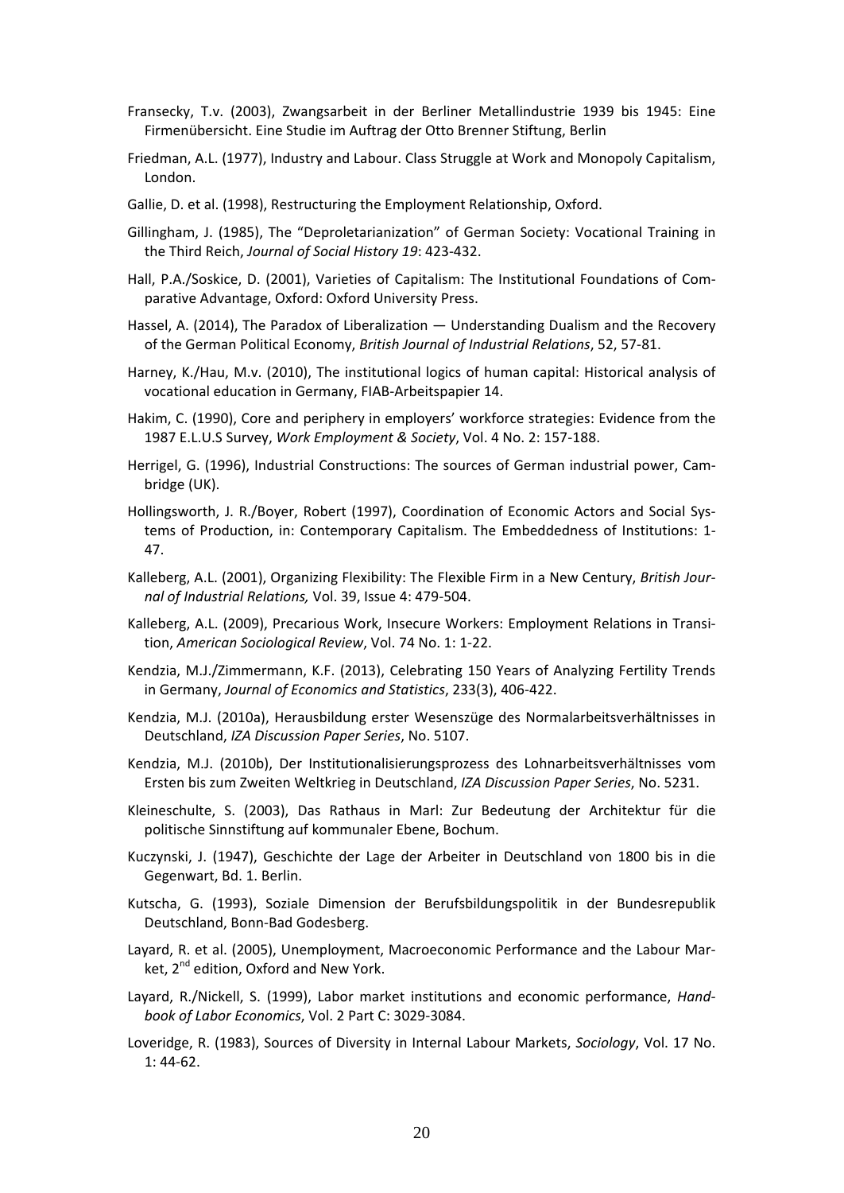Fransecky, T.v. (2003), Zwangsarbeit in der Berliner Metallindustrie 1939 bis 1945: Eine Firmenübersicht. Eine Studie im Auftrag der Otto Brenner Stiftung, Berlin

Friedman, A.L. (1977), Industry and Labour. Class Struggle at Work and Monopoly Capitalism, London.

Gallie, D. et al. (1998), Restructuring the Employment Relationship, Oxford.

Gillingham, J. (1985), The "Deproletarianization" of German Society: Vocational Training in the Third Reich, *Journal of Social History 19*: 423-432.

Hall, P.A./Soskice, D. (2001), Varieties of Capitalism: The Institutional Foundations of Comparative Advantage, Oxford: Oxford University Press.

Hassel, A. (2014), The Paradox of Liberalization — Understanding Dualism and the Recovery of the German Political Economy, *British Journal of Industrial Relations*, 52, 57-81.

Harney, K./Hau, M.v. (2010), The institutional logics of human capital: Historical analysis of vocational education in Germany, FIAB-Arbeitspapier 14.

Hakim, C. (1990), Core and periphery in employers' workforce strategies: Evidence from the 1987 E.L.U.S Survey, *Work Employment & Society*, Vol. 4 No. 2: 157-188.

Herrigel, G. (1996), Industrial Constructions: The sources of German industrial power, Cambridge (UK).

Hollingsworth, J. R./Boyer, Robert (1997), Coordination of Economic Actors and Social Systems of Production, in: Contemporary Capitalism. The Embeddedness of Institutions: 1-47.

Kalleberg, A.L. (2001), Organizing Flexibility: The Flexible Firm in a New Century, *British Journal of Industrial Relations,* Vol. 39, Issue 4: 479-504.

Kalleberg, A.L. (2009), Precarious Work, Insecure Workers: Employment Relations in Transition, *American Sociological Review*, Vol. 74 No. 1: 1-22.

Kendzia, M.J./Zimmermann, K.F. (2013), Celebrating 150 Years of Analyzing Fertility Trends in Germany, *Journal of Economics and Statistics*, 233(3), 406-422.

Kendzia, M.J. (2010a), Herausbildung erster Wesenszüge des Normalarbeitsverhältnisses in Deutschland, *IZA Discussion Paper Series*, No. 5107.

Kendzia, M.J. (2010b), Der Institutionalisierungsprozess des Lohnarbeitsverhältnisses vom Ersten bis zum Zweiten Weltkrieg in Deutschland, *IZA Discussion Paper Series*, No. 5231.

Kleineschulte, S. (2003), Das Rathaus in Marl: Zur Bedeutung der Architektur für die politische Sinnstiftung auf kommunaler Ebene, Bochum.

Kuczynski, J. (1947), Geschichte der Lage der Arbeiter in Deutschland von 1800 bis in die Gegenwart, Bd. 1. Berlin.

Kutscha, G. (1993), Soziale Dimension der Berufsbildungspolitik in der Bundesrepublik Deutschland, Bonn-Bad Godesberg.

Layard, R. et al. (2005), Unemployment, Macroeconomic Performance and the Labour Market, 2nd edition, Oxford and New York.

Layard, R./Nickell, S. (1999), Labor market institutions and economic performance, *Handbook of Labor Economics*, Vol. 2 Part C: 3029-3084.

Loveridge, R. (1983), Sources of Diversity in Internal Labour Markets, *Sociology*, Vol. 17 No. 1: 44-62.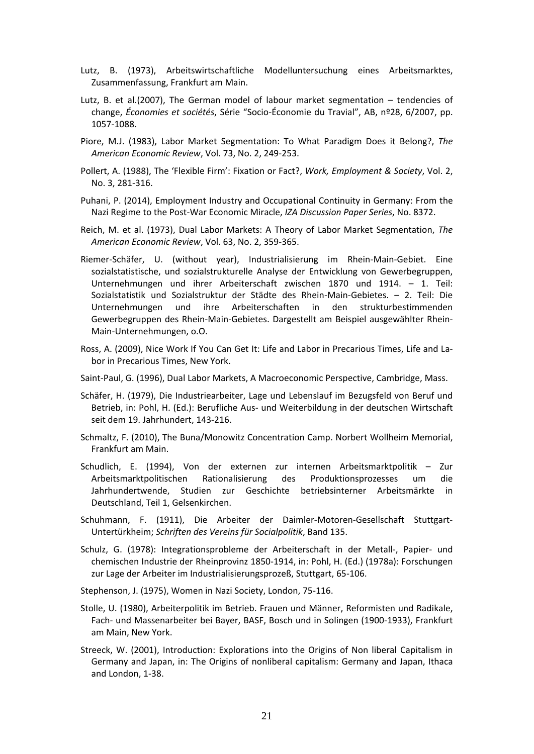Lutz, B. (1973), Arbeitswirtschaftliche Modelluntersuchung eines Arbeitsmarktes, Zusammenfassung, Frankfurt am Main.

Lutz, B. et al.(2007), The German model of labour market segmentation – tendencies of change, *Économies et sociétés*, Série "Socio-Économie du Travial", AB, nº28, 6/2007, pp. 1057-1088.

Piore, M.J. (1983), Labor Market Segmentation: To What Paradigm Does it Belong?, *The American Economic Review*, Vol. 73, No. 2, 249-253.

Pollert, A. (1988), The 'Flexible Firm': Fixation or Fact?, *Work, Employment & Society*, Vol. 2, No. 3, 281-316.

Puhani, P. (2014), Employment Industry and Occupational Continuity in Germany: From the Nazi Regime to the Post-War Economic Miracle, *IZA Discussion Paper Series*, No. 8372.

Reich, M. et al. (1973), Dual Labor Markets: A Theory of Labor Market Segmentation, *The American Economic Review*, Vol. 63, No. 2, 359-365.

Riemer-Schäfer, U. (without year), Industrialisierung im Rhein-Main-Gebiet. Eine sozialstatistische, und sozialstrukturelle Analyse der Entwicklung von Gewerbegruppen, Unternehmungen und ihrer Arbeiterschaft zwischen 1870 und 1914. – 1. Teil: Sozialstatistik und Sozialstruktur der Städte des Rhein-Main-Gebietes. – 2. Teil: Die Unternehmungen und ihre Arbeiterschaften in den strukturbestimmenden Gewerbegruppen des Rhein-Main-Gebietes. Dargestellt am Beispiel ausgewählter Rhein-Main-Unternehmungen, o.O.

Ross, A. (2009), Nice Work If You Can Get It: Life and Labor in Precarious Times, Life and Labor in Precarious Times, New York.

Saint-Paul, G. (1996), Dual Labor Markets, A Macroeconomic Perspective, Cambridge, Mass.

Schäfer, H. (1979), Die Industriearbeiter, Lage und Lebenslauf im Bezugsfeld von Beruf und Betrieb, in: Pohl, H. (Ed.): Berufliche Aus- und Weiterbildung in der deutschen Wirtschaft seit dem 19. Jahrhundert, 143-216.

Schmaltz, F. (2010), The Buna/Monowitz Concentration Camp. Norbert Wollheim Memorial, Frankfurt am Main.

Schudlich, E. (1994), Von der externen zur internen Arbeitsmarktpolitik – Zur Arbeitsmarktpolitischen Rationalisierung des Produktionsprozesses um die Jahrhundertwende, Studien zur Geschichte betriebsinterner Arbeitsmärkte in Deutschland, Teil 1, Gelsenkirchen.

Schuhmann, F. (1911), Die Arbeiter der Daimler-Motoren-Gesellschaft Stuttgart-Untertürkheim; *Schriften des Vereins für Socialpolitik*, Band 135.

Schulz, G. (1978): Integrationsprobleme der Arbeiterschaft in der Metall-, Papier- und chemischen Industrie der Rheinprovinz 1850-1914, in: Pohl, H. (Ed.) (1978a): Forschungen zur Lage der Arbeiter im Industrialisierungsprozeß, Stuttgart, 65-106.

Stephenson, J. (1975), Women in Nazi Society, London, 75-116.

Stolle, U. (1980), Arbeiterpolitik im Betrieb. Frauen und Männer, Reformisten und Radikale, Fach- und Massenarbeiter bei Bayer, BASF, Bosch und in Solingen (1900-1933), Frankfurt am Main, New York.

Streeck, W. (2001), Introduction: Explorations into the Origins of Non liberal Capitalism in Germany and Japan, in: The Origins of nonliberal capitalism: Germany and Japan, Ithaca and London, 1-38.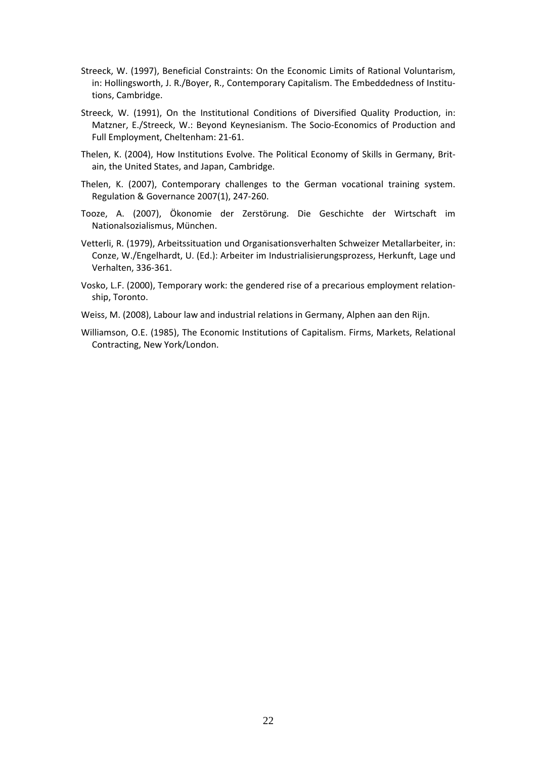Streeck, W. (1997), Beneficial Constraints: On the Economic Limits of Rational Voluntarism, in: Hollingsworth, J. R./Boyer, R., Contemporary Capitalism. The Embeddedness of Institutions, Cambridge.

Streeck, W. (1991), On the Institutional Conditions of Diversified Quality Production, in: Matzner, E./Streeck, W.: Beyond Keynesianism. The Socio-Economics of Production and Full Employment, Cheltenham: 21-61.

Thelen, K. (2004), How Institutions Evolve. The Political Economy of Skills in Germany, Britain, the United States, and Japan, Cambridge.

Thelen, K. (2007), Contemporary challenges to the German vocational training system. Regulation & Governance 2007(1), 247-260.

Tooze, A. (2007), Ökonomie der Zerstörung. Die Geschichte der Wirtschaft im Nationalsozialismus, München.

Vetterli, R. (1979), Arbeitssituation und Organisationsverhalten Schweizer Metallarbeiter, in: Conze, W./Engelhardt, U. (Ed.): Arbeiter im Industrialisierungsprozess, Herkunft, Lage und Verhalten, 336-361.

Vosko, L.F. (2000), Temporary work: the gendered rise of a precarious employment relationship, Toronto.

Weiss, M. (2008), Labour law and industrial relations in Germany, Alphen aan den Rijn.

Williamson, O.E. (1985), The Economic Institutions of Capitalism. Firms, Markets, Relational Contracting, New York/London.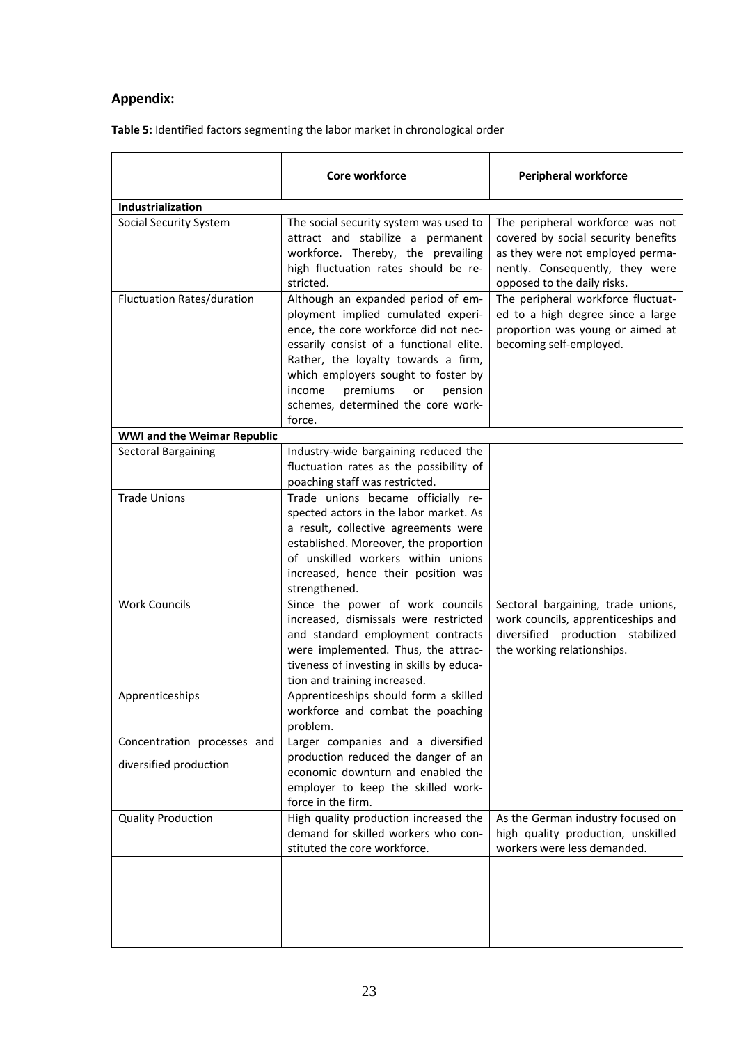## Appendix:

**Table 5:** Identified factors segmenting the labor market in chronological order

| | **Core workforce** | **Peripheral workforce** |
|---|---|---|
| **Industrialization** | | |
| Social Security System | The social security system was used to attract and stabilize a permanent workforce. Thereby, the prevailing high fluctuation rates should be restricted. | The peripheral workforce was not covered by social security benefits as they were not employed permanently. Consequently, they were opposed to the daily risks. |
| Fluctuation Rates/duration | Although an expanded period of employment implied cumulated experience, the core workforce did not necessarily consist of a functional elite. Rather, the loyalty towards a firm, which employers sought to foster by income premiums or pension schemes, determined the core workforce. | The peripheral workforce fluctuated to a high degree since a large proportion was young or aimed at becoming self-employed. |
| **WWI and the Weimar Republic** | | |
| Sectoral Bargaining | Industry-wide bargaining reduced the fluctuation rates as the possibility of poaching staff was restricted. | Sectoral bargaining, trade unions, work councils, apprenticeships and diversified production stabilized the working relationships. |
| Trade Unions | Trade unions became officially respected actors in the labor market. As a result, collective agreements were established. Moreover, the proportion of unskilled workers within unions increased, hence their position was strengthened. | |
| Work Councils | Since the power of work councils increased, dismissals were restricted and standard employment contracts were implemented. Thus, the attractiveness of investing in skills by education and training increased. | |
| Apprenticeships | Apprenticeships should form a skilled workforce and combat the poaching problem. | |
| Concentration processes and diversified production | Larger companies and a diversified production reduced the danger of an economic downturn and enabled the employer to keep the skilled workforce in the firm. | |
| Quality Production | High quality production increased the demand for skilled workers who constituted the core workforce. | As the German industry focused on high quality production, unskilled workers were less demanded. |
| | | |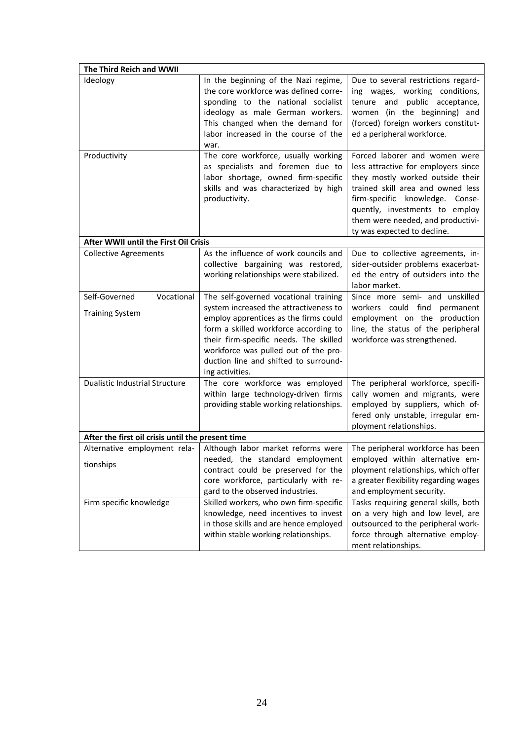| | | |
|---|---|---|
| **The Third Reich and WWII** | | |
| Ideology | In the beginning of the Nazi regime, the core workforce was defined corresponding to the national socialist ideology as male German workers. This changed when the demand for labor increased in the course of the war. | Due to several restrictions regarding wages, working conditions, tenure and public acceptance, women (in the beginning) and (forced) foreign workers constituted a peripheral workforce. |
| Productivity | The core workforce, usually working as specialists and foremen due to labor shortage, owned firm-specific skills and was characterized by high productivity. | Forced laborer and women were less attractive for employers since they mostly worked outside their trained skill area and owned less firm-specific knowledge. Consequently, investments to employ them were needed, and productivity was expected to decline. |
| **After WWII until the First Oil Crisis** | | |
| Collective Agreements | As the influence of work councils and collective bargaining was restored, working relationships were stabilized. | Due to collective agreements, insider-outsider problems exacerbated the entry of outsiders into the labor market. |
| Self-Governed Vocational Training System | The self-governed vocational training system increased the attractiveness to employ apprentices as the firms could form a skilled workforce according to their firm-specific needs. The skilled workforce was pulled out of the production line and shifted to surrounding activities. | Since more semi- and unskilled workers could find permanent employment on the production line, the status of the peripheral workforce was strengthened. |
| Dualistic Industrial Structure | The core workforce was employed within large technology-driven firms providing stable working relationships. | The peripheral workforce, specifically women and migrants, were employed by suppliers, which offered only unstable, irregular employment relationships. |
| **After the first oil crisis until the present time** | | |
| Alternative employment relationships | Although labor market reforms were needed, the standard employment contract could be preserved for the core workforce, particularly with regard to the observed industries. | The peripheral workforce has been employed within alternative employment relationships, which offer a greater flexibility regarding wages and employment security. |
| Firm specific knowledge | Skilled workers, who own firm-specific knowledge, need incentives to invest in those skills and are hence employed within stable working relationships. | Tasks requiring general skills, both on a very high and low level, are outsourced to the peripheral workforce through alternative employment relationships. |